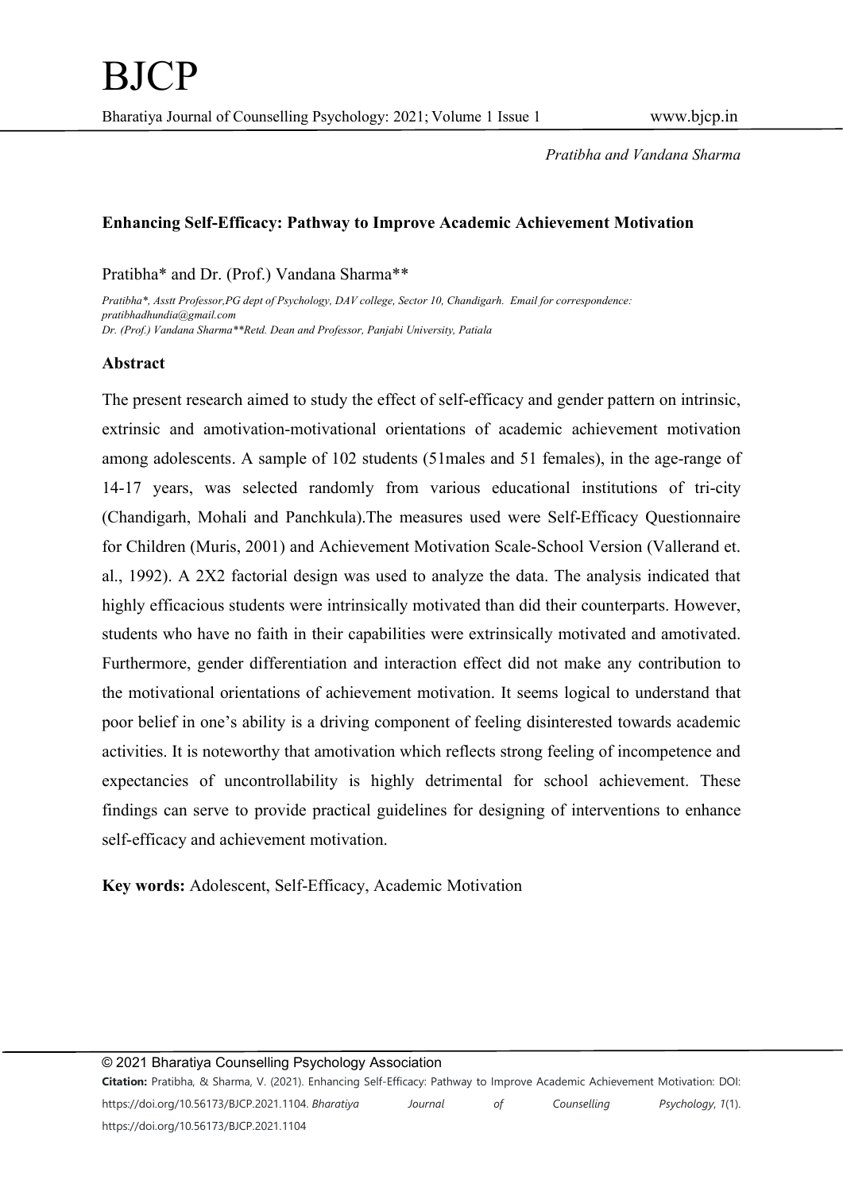## Enhancing Self-Efficacy: Pathway to Improve Academic Achievement Motivation

Pratibha* and Dr. (Prof.) Vandana Sharma**

*Pratibha\*, Asstt Professor,PG dept of Psychology, DAV college, Sector 10, Chandigarh. Email for correspondence: pratibhadhundia@gmail.com*
*Dr. (Prof.) Vandana Sharma\*\*Retd. Dean and Professor, Panjabi University, Patiala*

### Abstract

The present research aimed to study the effect of self-efficacy and gender pattern on intrinsic, extrinsic and amotivation-motivational orientations of academic achievement motivation among adolescents. A sample of 102 students (51males and 51 females), in the age-range of 14-17 years, was selected randomly from various educational institutions of tri-city (Chandigarh, Mohali and Panchkula).The measures used were Self-Efficacy Questionnaire for Children (Muris, 2001) and Achievement Motivation Scale-School Version (Vallerand et. al., 1992). A 2X2 factorial design was used to analyze the data. The analysis indicated that highly efficacious students were intrinsically motivated than did their counterparts. However, students who have no faith in their capabilities were extrinsically motivated and amotivated. Furthermore, gender differentiation and interaction effect did not make any contribution to the motivational orientations of achievement motivation. It seems logical to understand that poor belief in one's ability is a driving component of feeling disinterested towards academic activities. It is noteworthy that amotivation which reflects strong feeling of incompetence and expectancies of uncontrollability is highly detrimental for school achievement. These findings can serve to provide practical guidelines for designing of interventions to enhance self-efficacy and achievement motivation.

**Key words:** Adolescent, Self-Efficacy, Academic Motivation

© 2021 Bharatiya Counselling Psychology Association

**Citation:** Pratibha, & Sharma, V. (2021). Enhancing Self-Efficacy: Pathway to Improve Academic Achievement Motivation: DOI: https://doi.org/10.56173/BJCP.2021.1104. *Bharatiya Journal of Counselling Psychology*, *1*(1). https://doi.org/10.56173/BJCP.2021.1104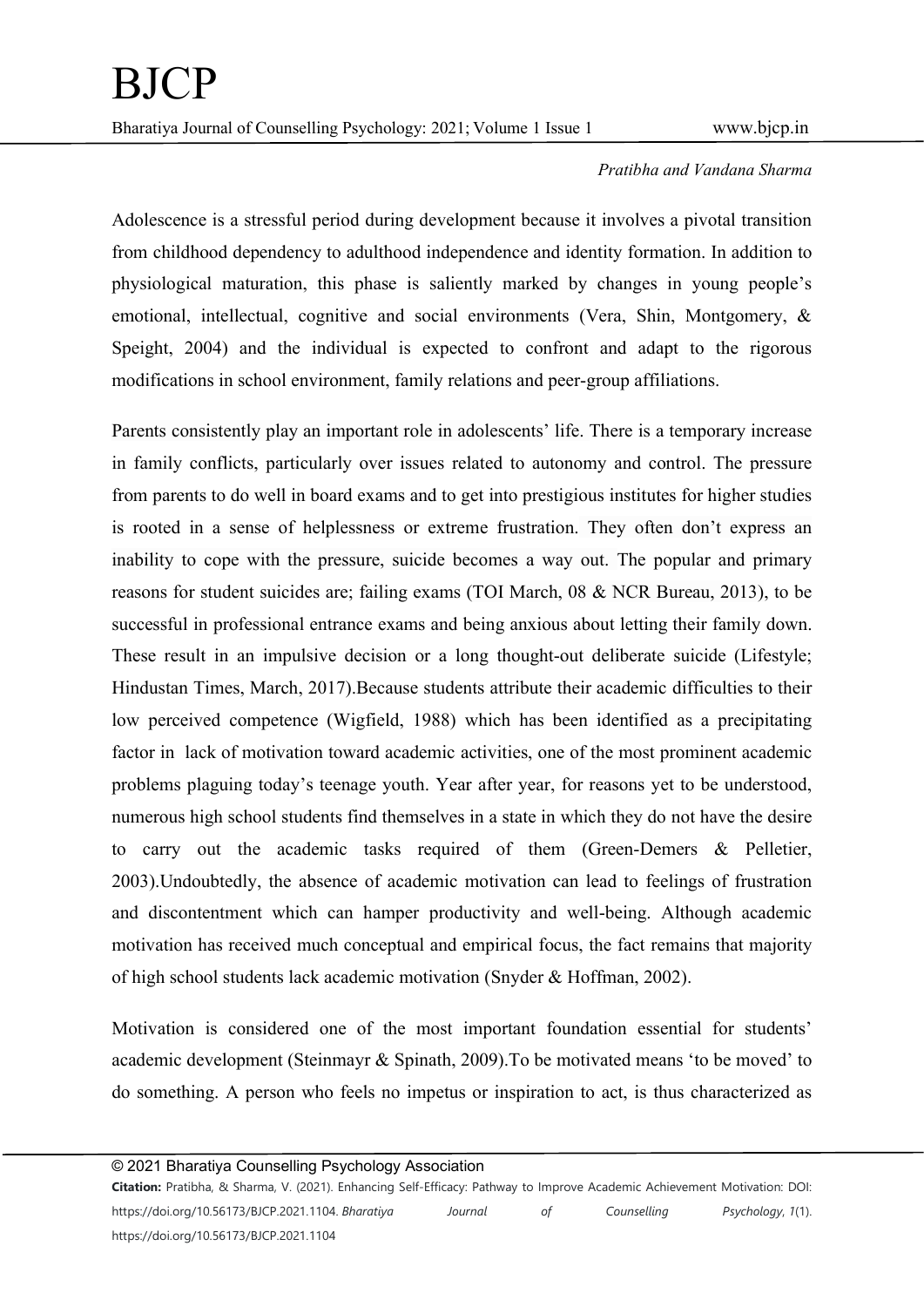Adolescence is a stressful period during development because it involves a pivotal transition from childhood dependency to adulthood independence and identity formation. In addition to physiological maturation, this phase is saliently marked by changes in young people's emotional, intellectual, cognitive and social environments (Vera, Shin, Montgomery, & Speight, 2004) and the individual is expected to confront and adapt to the rigorous modifications in school environment, family relations and peer-group affiliations.

Parents consistently play an important role in adolescents' life. There is a temporary increase in family conflicts, particularly over issues related to autonomy and control. The pressure from parents to do well in board exams and to get into prestigious institutes for higher studies is rooted in a sense of helplessness or extreme frustration. They often don't express an inability to cope with the pressure, suicide becomes a way out. The popular and primary reasons for student suicides are; failing exams (TOI March, 08 & NCR Bureau, 2013), to be successful in professional entrance exams and being anxious about letting their family down. These result in an impulsive decision or a long thought-out deliberate suicide (Lifestyle; Hindustan Times, March, 2017).Because students attribute their academic difficulties to their low perceived competence (Wigfield, 1988) which has been identified as a precipitating factor in lack of motivation toward academic activities, one of the most prominent academic problems plaguing today's teenage youth. Year after year, for reasons yet to be understood, numerous high school students find themselves in a state in which they do not have the desire to carry out the academic tasks required of them (Green-Demers & Pelletier, 2003).Undoubtedly, the absence of academic motivation can lead to feelings of frustration and discontentment which can hamper productivity and well-being. Although academic motivation has received much conceptual and empirical focus, the fact remains that majority of high school students lack academic motivation (Snyder & Hoffman, 2002).

Motivation is considered one of the most important foundation essential for students' academic development (Steinmayr & Spinath, 2009).To be motivated means 'to be moved' to do something. A person who feels no impetus or inspiration to act, is thus characterized as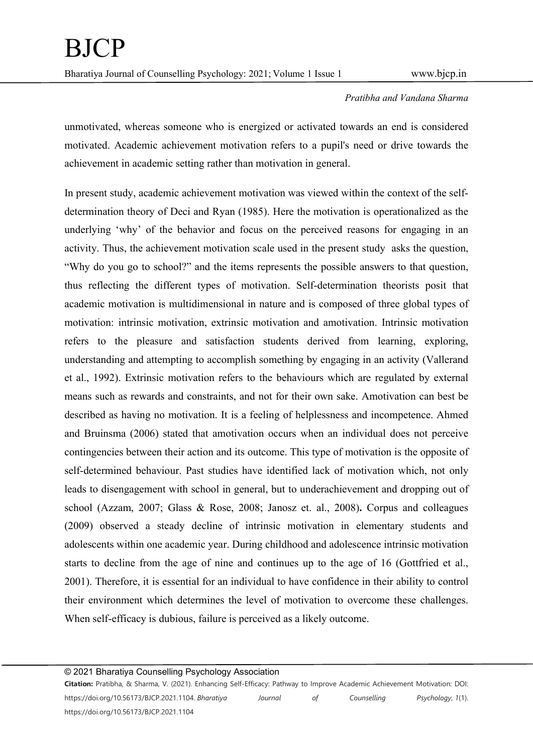unmotivated, whereas someone who is energized or activated towards an end is considered motivated. Academic achievement motivation refers to a pupil's need or drive towards the achievement in academic setting rather than motivation in general.

In present study, academic achievement motivation was viewed within the context of the self-determination theory of Deci and Ryan (1985). Here the motivation is operationalized as the underlying 'why' of the behavior and focus on the perceived reasons for engaging in an activity. Thus, the achievement motivation scale used in the present study asks the question, "Why do you go to school?" and the items represents the possible answers to that question, thus reflecting the different types of motivation. Self-determination theorists posit that academic motivation is multidimensional in nature and is composed of three global types of motivation: intrinsic motivation, extrinsic motivation and amotivation. Intrinsic motivation refers to the pleasure and satisfaction students derived from learning, exploring, understanding and attempting to accomplish something by engaging in an activity (Vallerand et al., 1992). Extrinsic motivation refers to the behaviours which are regulated by external means such as rewards and constraints, and not for their own sake. Amotivation can best be described as having no motivation. It is a feeling of helplessness and incompetence. Ahmed and Bruinsma (2006) stated that amotivation occurs when an individual does not perceive contingencies between their action and its outcome. This type of motivation is the opposite of self-determined behaviour. Past studies have identified lack of motivation which, not only leads to disengagement with school in general, but to underachievement and dropping out of school (Azzam, 2007; Glass & Rose, 2008; Janosz et. al., 2008)**.** Corpus and colleagues (2009) observed a steady decline of intrinsic motivation in elementary students and adolescents within one academic year. During childhood and adolescence intrinsic motivation starts to decline from the age of nine and continues up to the age of 16 (Gottfried et al., 2001). Therefore, it is essential for an individual to have confidence in their ability to control their environment which determines the level of motivation to overcome these challenges. When self-efficacy is dubious, failure is perceived as a likely outcome.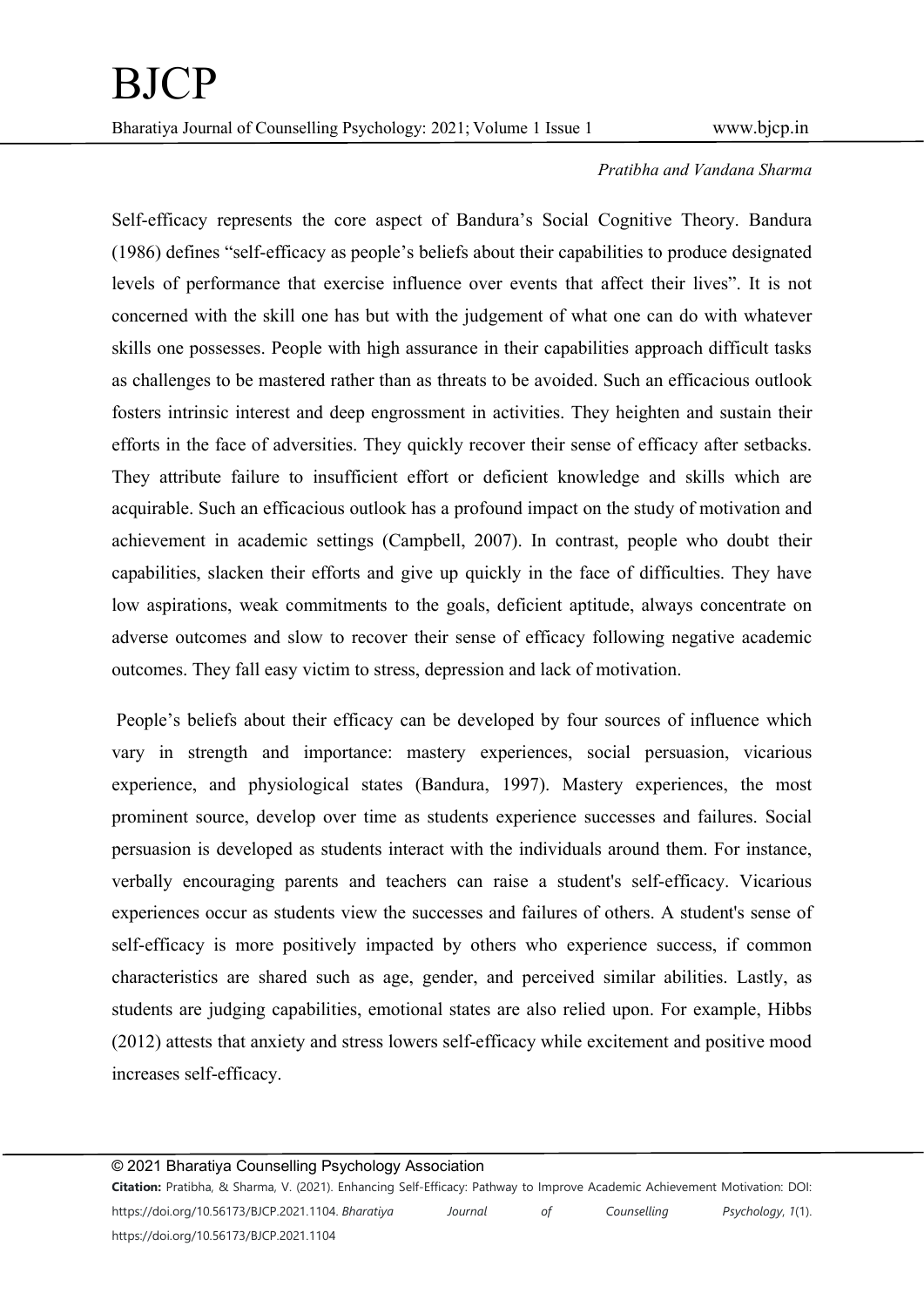Self-efficacy represents the core aspect of Bandura's Social Cognitive Theory. Bandura (1986) defines "self-efficacy as people's beliefs about their capabilities to produce designated levels of performance that exercise influence over events that affect their lives". It is not concerned with the skill one has but with the judgement of what one can do with whatever skills one possesses. People with high assurance in their capabilities approach difficult tasks as challenges to be mastered rather than as threats to be avoided. Such an efficacious outlook fosters intrinsic interest and deep engrossment in activities. They heighten and sustain their efforts in the face of adversities. They quickly recover their sense of efficacy after setbacks. They attribute failure to insufficient effort or deficient knowledge and skills which are acquirable. Such an efficacious outlook has a profound impact on the study of motivation and achievement in academic settings (Campbell, 2007). In contrast, people who doubt their capabilities, slacken their efforts and give up quickly in the face of difficulties. They have low aspirations, weak commitments to the goals, deficient aptitude, always concentrate on adverse outcomes and slow to recover their sense of efficacy following negative academic outcomes. They fall easy victim to stress, depression and lack of motivation.

People's beliefs about their efficacy can be developed by four sources of influence which vary in strength and importance: mastery experiences, social persuasion, vicarious experience, and physiological states (Bandura, 1997). Mastery experiences, the most prominent source, develop over time as students experience successes and failures. Social persuasion is developed as students interact with the individuals around them. For instance, verbally encouraging parents and teachers can raise a student's self-efficacy. Vicarious experiences occur as students view the successes and failures of others. A student's sense of self-efficacy is more positively impacted by others who experience success, if common characteristics are shared such as age, gender, and perceived similar abilities. Lastly, as students are judging capabilities, emotional states are also relied upon. For example, Hibbs (2012) attests that anxiety and stress lowers self-efficacy while excitement and positive mood increases self-efficacy.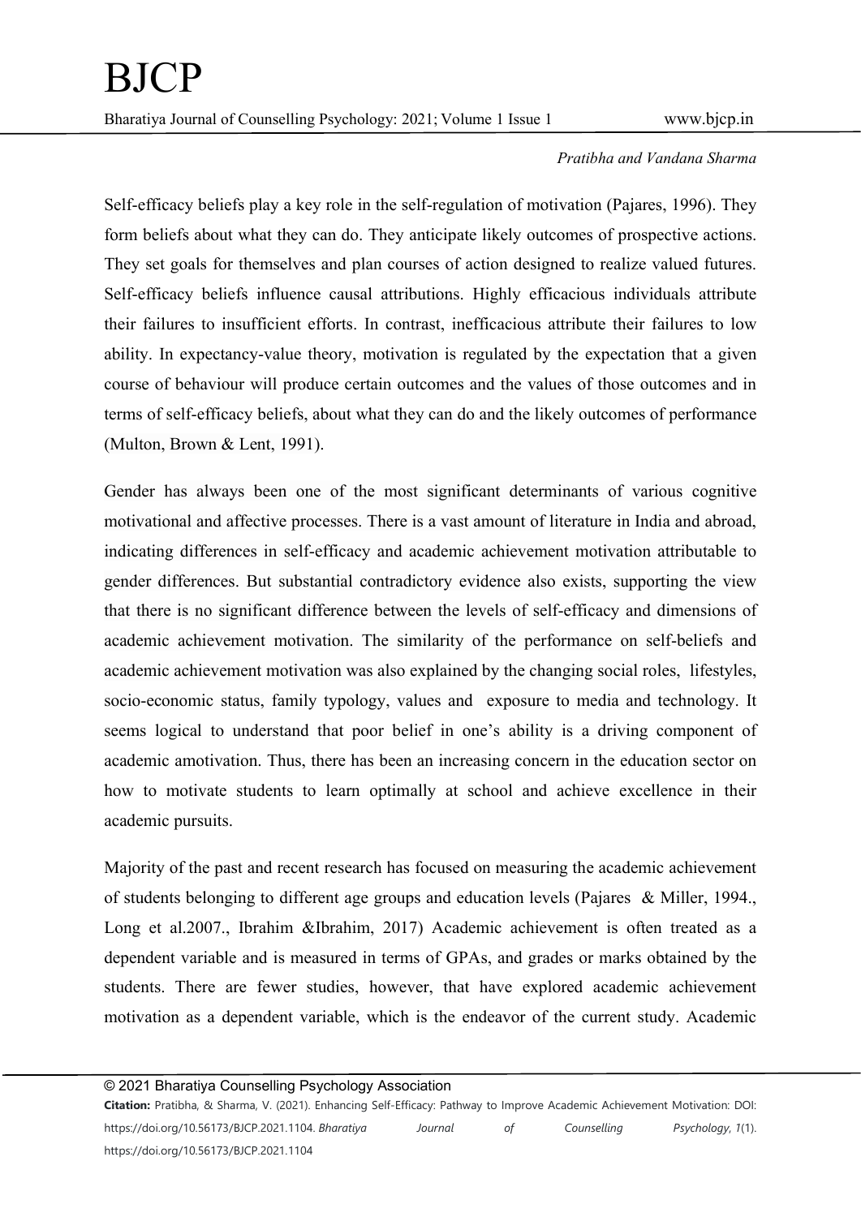Self-efficacy beliefs play a key role in the self-regulation of motivation (Pajares, 1996). They form beliefs about what they can do. They anticipate likely outcomes of prospective actions. They set goals for themselves and plan courses of action designed to realize valued futures. Self-efficacy beliefs influence causal attributions. Highly efficacious individuals attribute their failures to insufficient efforts. In contrast, inefficacious attribute their failures to low ability. In expectancy-value theory, motivation is regulated by the expectation that a given course of behaviour will produce certain outcomes and the values of those outcomes and in terms of self-efficacy beliefs, about what they can do and the likely outcomes of performance (Multon, Brown & Lent, 1991).

Gender has always been one of the most significant determinants of various cognitive motivational and affective processes. There is a vast amount of literature in India and abroad, indicating differences in self-efficacy and academic achievement motivation attributable to gender differences. But substantial contradictory evidence also exists, supporting the view that there is no significant difference between the levels of self-efficacy and dimensions of academic achievement motivation. The similarity of the performance on self-beliefs and academic achievement motivation was also explained by the changing social roles, lifestyles, socio-economic status, family typology, values and exposure to media and technology. It seems logical to understand that poor belief in one's ability is a driving component of academic amotivation. Thus, there has been an increasing concern in the education sector on how to motivate students to learn optimally at school and achieve excellence in their academic pursuits.

Majority of the past and recent research has focused on measuring the academic achievement of students belonging to different age groups and education levels (Pajares & Miller, 1994., Long et al.2007., Ibrahim &Ibrahim, 2017) Academic achievement is often treated as a dependent variable and is measured in terms of GPAs, and grades or marks obtained by the students. There are fewer studies, however, that have explored academic achievement motivation as a dependent variable, which is the endeavor of the current study. Academic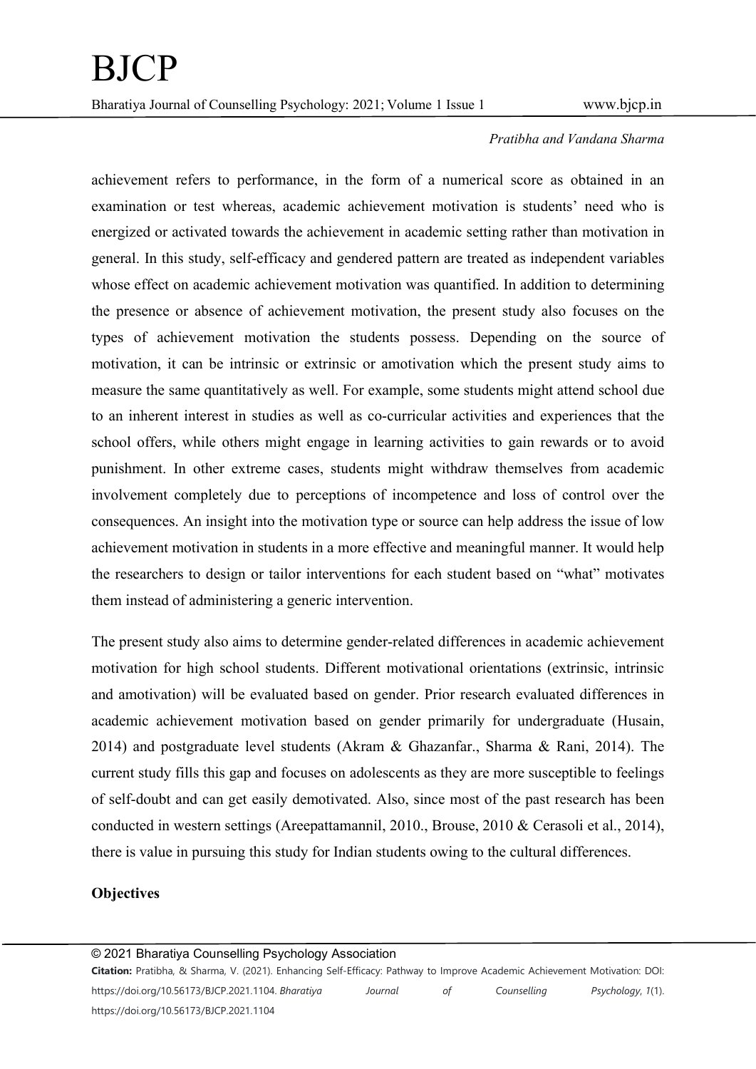achievement refers to performance, in the form of a numerical score as obtained in an examination or test whereas, academic achievement motivation is students' need who is energized or activated towards the achievement in academic setting rather than motivation in general. In this study, self-efficacy and gendered pattern are treated as independent variables whose effect on academic achievement motivation was quantified. In addition to determining the presence or absence of achievement motivation, the present study also focuses on the types of achievement motivation the students possess. Depending on the source of motivation, it can be intrinsic or extrinsic or amotivation which the present study aims to measure the same quantitatively as well. For example, some students might attend school due to an inherent interest in studies as well as co-curricular activities and experiences that the school offers, while others might engage in learning activities to gain rewards or to avoid punishment. In other extreme cases, students might withdraw themselves from academic involvement completely due to perceptions of incompetence and loss of control over the consequences. An insight into the motivation type or source can help address the issue of low achievement motivation in students in a more effective and meaningful manner. It would help the researchers to design or tailor interventions for each student based on "what" motivates them instead of administering a generic intervention.

The present study also aims to determine gender-related differences in academic achievement motivation for high school students. Different motivational orientations (extrinsic, intrinsic and amotivation) will be evaluated based on gender. Prior research evaluated differences in academic achievement motivation based on gender primarily for undergraduate (Husain, 2014) and postgraduate level students (Akram & Ghazanfar., Sharma & Rani, 2014). The current study fills this gap and focuses on adolescents as they are more susceptible to feelings of self-doubt and can get easily demotivated. Also, since most of the past research has been conducted in western settings (Areepattamannil, 2010., Brouse, 2010 & Cerasoli et al., 2014), there is value in pursuing this study for Indian students owing to the cultural differences.

**Objectives**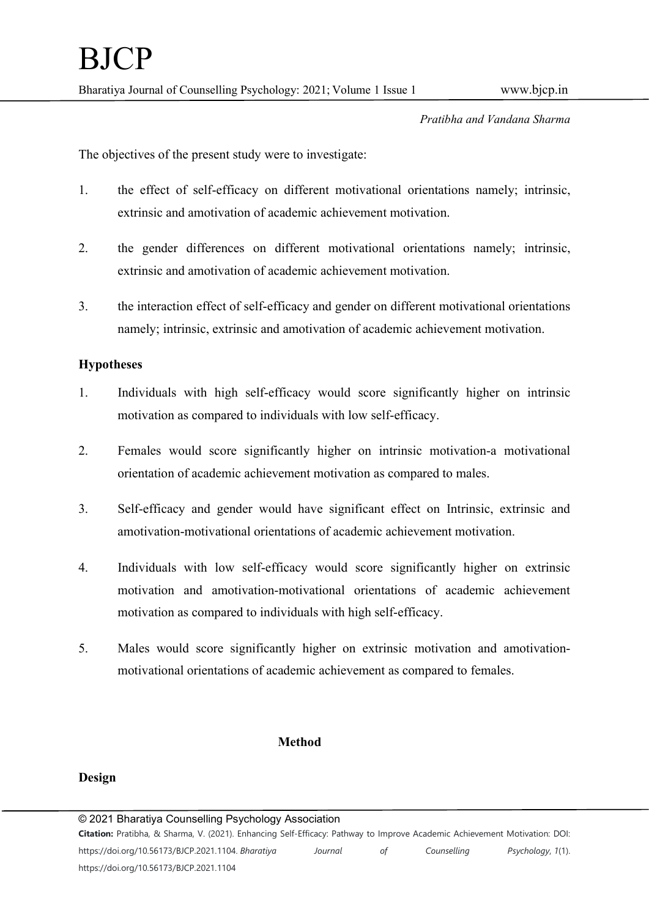The objectives of the present study were to investigate:

1. the effect of self-efficacy on different motivational orientations namely; intrinsic, extrinsic and amotivation of academic achievement motivation.

2. the gender differences on different motivational orientations namely; intrinsic, extrinsic and amotivation of academic achievement motivation.

3. the interaction effect of self-efficacy and gender on different motivational orientations namely; intrinsic, extrinsic and amotivation of academic achievement motivation.

### Hypotheses

1. Individuals with high self-efficacy would score significantly higher on intrinsic motivation as compared to individuals with low self-efficacy.

2. Females would score significantly higher on intrinsic motivation-a motivational orientation of academic achievement motivation as compared to males.

3. Self-efficacy and gender would have significant effect on Intrinsic, extrinsic and amotivation-motivational orientations of academic achievement motivation.

4. Individuals with low self-efficacy would score significantly higher on extrinsic motivation and amotivation-motivational orientations of academic achievement motivation as compared to individuals with high self-efficacy.

5. Males would score significantly higher on extrinsic motivation and amotivation-motivational orientations of academic achievement as compared to females.

## Method

### Design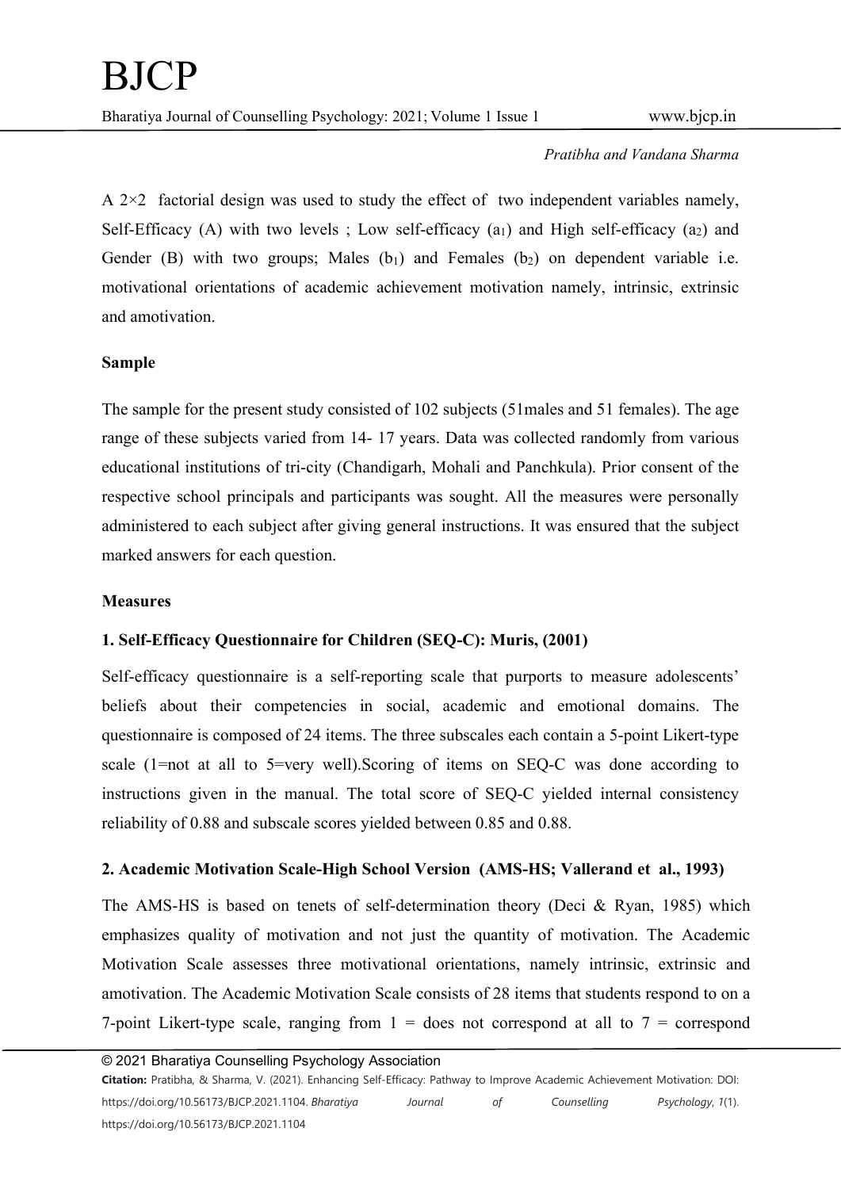A 2×2 factorial design was used to study the effect of two independent variables namely, Self-Efficacy (A) with two levels ; Low self-efficacy ($a_1$) and High self-efficacy ($a_2$) and Gender (B) with two groups; Males ($b_1$) and Females ($b_2$) on dependent variable i.e. motivational orientations of academic achievement motivation namely, intrinsic, extrinsic and amotivation.

**Sample**

The sample for the present study consisted of 102 subjects (51males and 51 females). The age range of these subjects varied from 14- 17 years. Data was collected randomly from various educational institutions of tri-city (Chandigarh, Mohali and Panchkula). Prior consent of the respective school principals and participants was sought. All the measures were personally administered to each subject after giving general instructions. It was ensured that the subject marked answers for each question.

**Measures**

**1. Self-Efficacy Questionnaire for Children (SEQ-C): Muris, (2001)**

Self-efficacy questionnaire is a self-reporting scale that purports to measure adolescents' beliefs about their competencies in social, academic and emotional domains. The questionnaire is composed of 24 items. The three subscales each contain a 5-point Likert-type scale (1=not at all to 5=very well).Scoring of items on SEQ-C was done according to instructions given in the manual. The total score of SEQ-C yielded internal consistency reliability of 0.88 and subscale scores yielded between 0.85 and 0.88.

**2. Academic Motivation Scale-High School Version (AMS-HS; Vallerand et al., 1993)**

The AMS-HS is based on tenets of self-determination theory (Deci & Ryan, 1985) which emphasizes quality of motivation and not just the quantity of motivation. The Academic Motivation Scale assesses three motivational orientations, namely intrinsic, extrinsic and amotivation. The Academic Motivation Scale consists of 28 items that students respond to on a 7-point Likert-type scale, ranging from 1 = does not correspond at all to 7 = correspond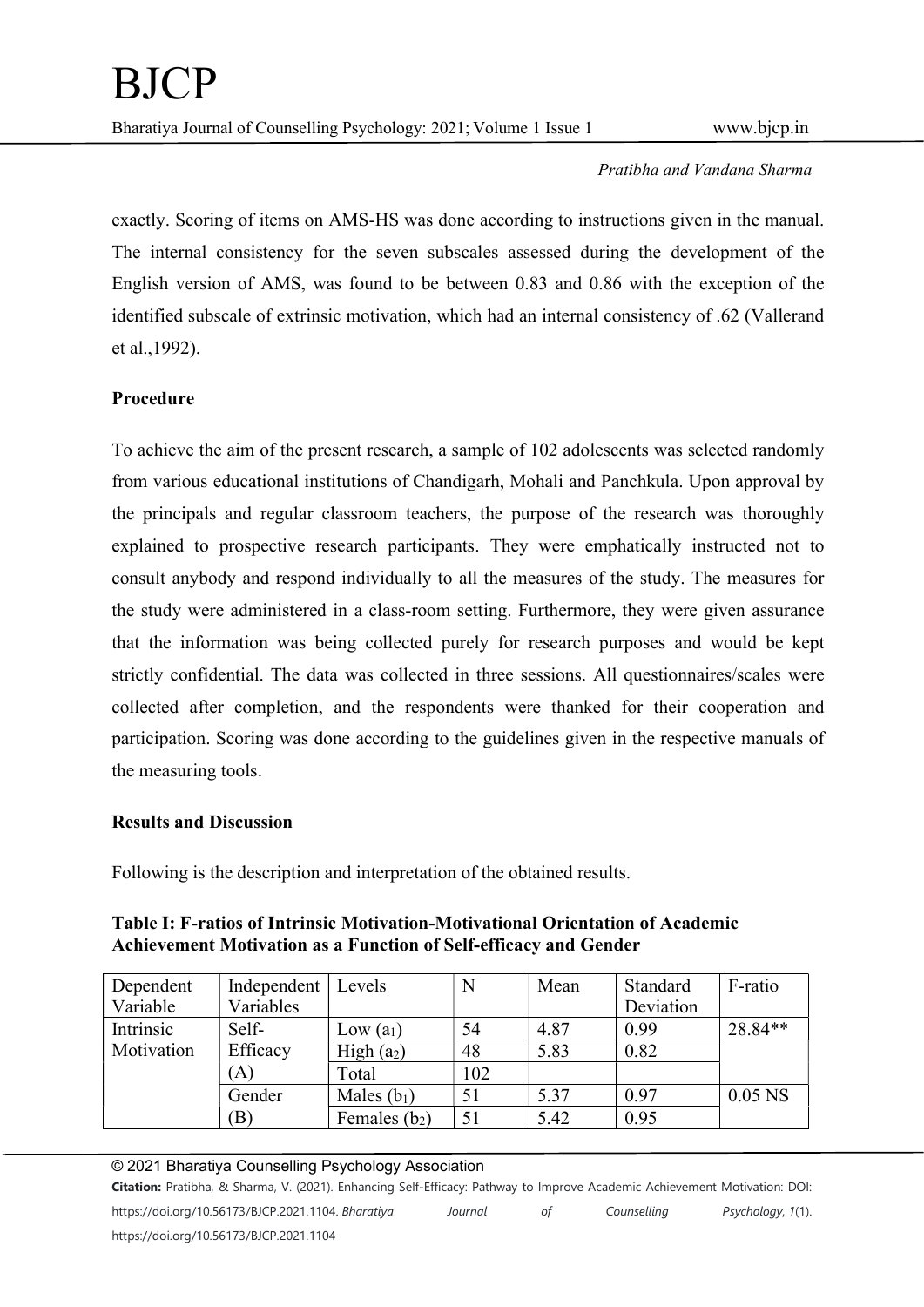exactly. Scoring of items on AMS-HS was done according to instructions given in the manual. The internal consistency for the seven subscales assessed during the development of the English version of AMS, was found to be between 0.83 and 0.86 with the exception of the identified subscale of extrinsic motivation, which had an internal consistency of .62 (Vallerand et al.,1992).

**Procedure**

To achieve the aim of the present research, a sample of 102 adolescents was selected randomly from various educational institutions of Chandigarh, Mohali and Panchkula. Upon approval by the principals and regular classroom teachers, the purpose of the research was thoroughly explained to prospective research participants. They were emphatically instructed not to consult anybody and respond individually to all the measures of the study. The measures for the study were administered in a class-room setting. Furthermore, they were given assurance that the information was being collected purely for research purposes and would be kept strictly confidential. The data was collected in three sessions. All questionnaires/scales were collected after completion, and the respondents were thanked for their cooperation and participation. Scoring was done according to the guidelines given in the respective manuals of the measuring tools.

**Results and Discussion**

Following is the description and interpretation of the obtained results.

**Table I: F-ratios of Intrinsic Motivation-Motivational Orientation of Academic Achievement Motivation as a Function of Self-efficacy and Gender**

| Dependent Variable | Independent Variables | Levels | N | Mean | Standard Deviation | F-ratio |
|---|---|---|---|---|---|---|
| Intrinsic Motivation | Self-Efficacy (A) | Low ($a_1$) | 54 | 4.87 | 0.99 | 28.84** |
| | | High ($a_2$) | 48 | 5.83 | 0.82 | |
| | | Total | 102 | | | |
| | Gender (B) | Males ($b_1$) | 51 | 5.37 | 0.97 | 0.05 NS |
| | | Females ($b_2$) | 51 | 5.42 | 0.95 | |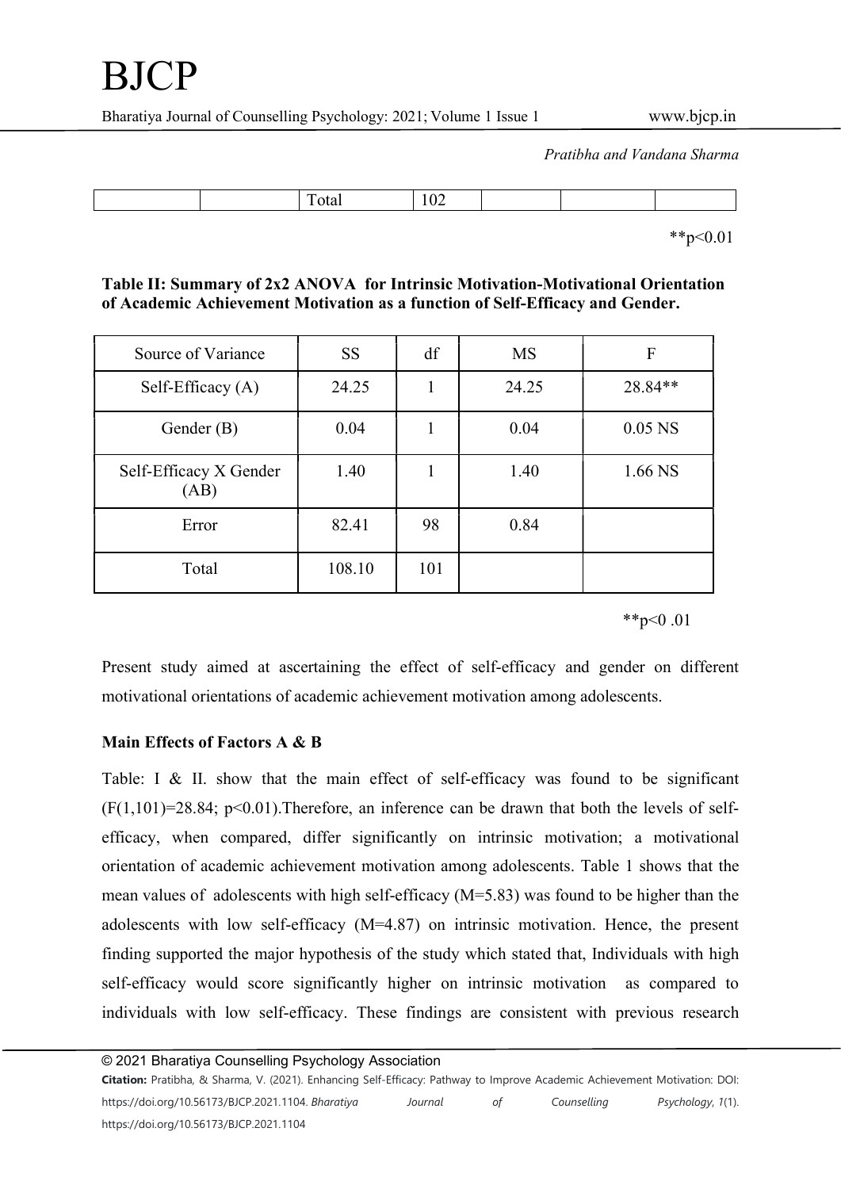| | | Total | 102 | | | |
|---|---|---|---|---|---|---|

**$p<0.01$

**Table II: Summary of 2x2 ANOVA for Intrinsic Motivation-Motivational Orientation of Academic Achievement Motivation as a function of Self-Efficacy and Gender.**

| Source of Variance | SS | df | MS | F |
|---|---|---|---|---|
| Self-Efficacy (A) | 24.25 | 1 | 24.25 | 28.84** |
| Gender (B) | 0.04 | 1 | 0.04 | 0.05 NS |
| Self-Efficacy X Gender (AB) | 1.40 | 1 | 1.40 | 1.66 NS |
| Error | 82.41 | 98 | 0.84 | |
| Total | 108.10 | 101 | | |

**$p<0 .01$

Present study aimed at ascertaining the effect of self-efficacy and gender on different motivational orientations of academic achievement motivation among adolescents.

**Main Effects of Factors A & B**

Table: I & II. show that the main effect of self-efficacy was found to be significant ($F(1,101)=28.84$; $p<0.01$).Therefore, an inference can be drawn that both the levels of self-efficacy, when compared, differ significantly on intrinsic motivation; a motivational orientation of academic achievement motivation among adolescents. Table 1 shows that the mean values of adolescents with high self-efficacy ($M=5.83$) was found to be higher than the adolescents with low self-efficacy ($M=4.87$) on intrinsic motivation. Hence, the present finding supported the major hypothesis of the study which stated that, Individuals with high self-efficacy would score significantly higher on intrinsic motivation as compared to individuals with low self-efficacy. These findings are consistent with previous research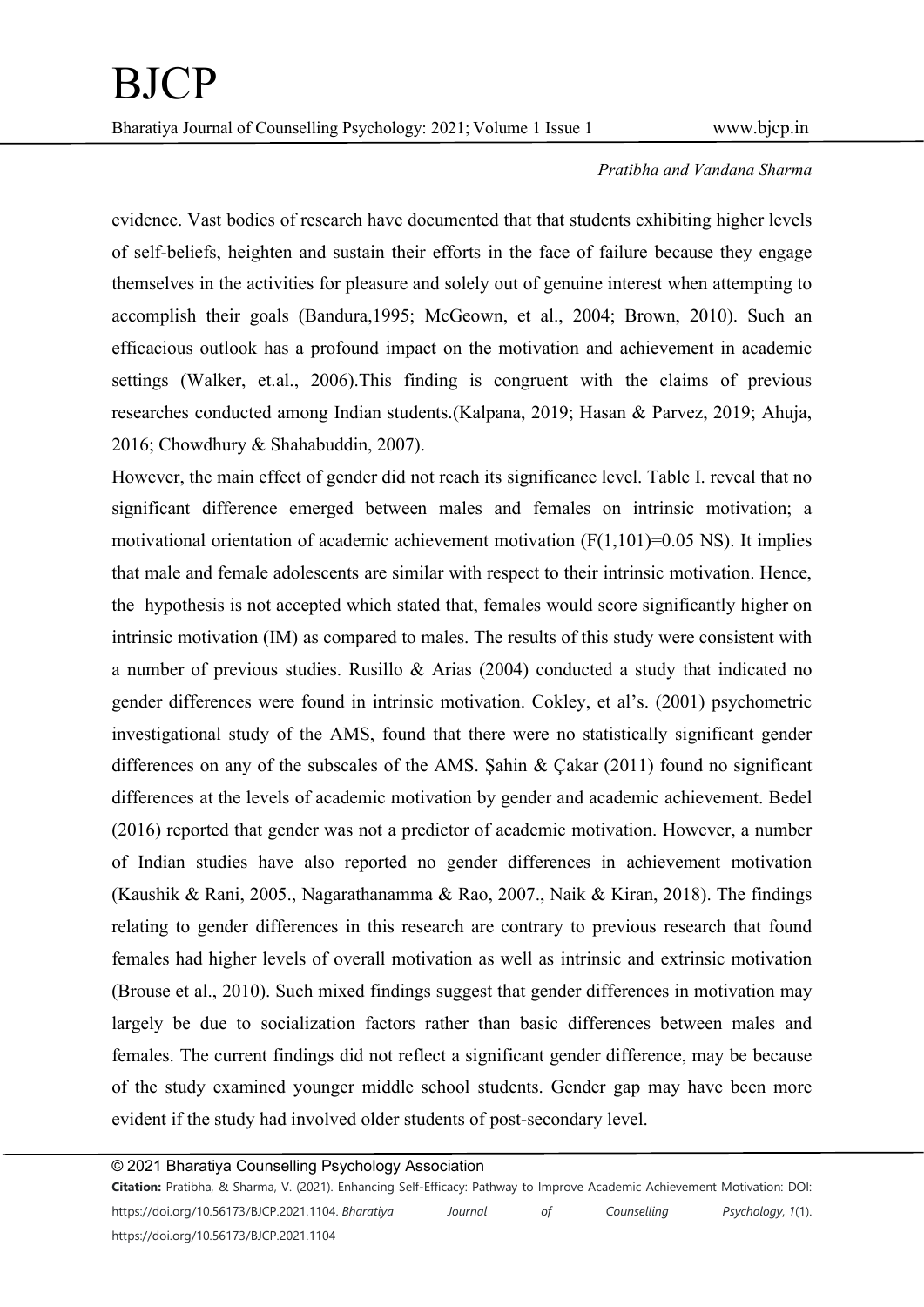evidence. Vast bodies of research have documented that that students exhibiting higher levels of self-beliefs, heighten and sustain their efforts in the face of failure because they engage themselves in the activities for pleasure and solely out of genuine interest when attempting to accomplish their goals (Bandura,1995; McGeown, et al., 2004; Brown, 2010). Such an efficacious outlook has a profound impact on the motivation and achievement in academic settings (Walker, et.al., 2006).This finding is congruent with the claims of previous researches conducted among Indian students.(Kalpana, 2019; Hasan & Parvez, 2019; Ahuja, 2016; Chowdhury & Shahabuddin, 2007).

However, the main effect of gender did not reach its significance level. Table I. reveal that no significant difference emerged between males and females on intrinsic motivation; a motivational orientation of academic achievement motivation ($F(1,101)=0.05$ NS). It implies that male and female adolescents are similar with respect to their intrinsic motivation. Hence, the hypothesis is not accepted which stated that, females would score significantly higher on intrinsic motivation (IM) as compared to males. The results of this study were consistent with a number of previous studies. Rusillo & Arias (2004) conducted a study that indicated no gender differences were found in intrinsic motivation. Cokley, et al's. (2001) psychometric investigational study of the AMS, found that there were no statistically significant gender differences on any of the subscales of the AMS. Şahin & Çakar (2011) found no significant differences at the levels of academic motivation by gender and academic achievement. Bedel (2016) reported that gender was not a predictor of academic motivation. However, a number of Indian studies have also reported no gender differences in achievement motivation (Kaushik & Rani, 2005., Nagarathanamma & Rao, 2007., Naik & Kiran, 2018). The findings relating to gender differences in this research are contrary to previous research that found females had higher levels of overall motivation as well as intrinsic and extrinsic motivation (Brouse et al., 2010). Such mixed findings suggest that gender differences in motivation may largely be due to socialization factors rather than basic differences between males and females. The current findings did not reflect a significant gender difference, may be because of the study examined younger middle school students. Gender gap may have been more evident if the study had involved older students of post-secondary level.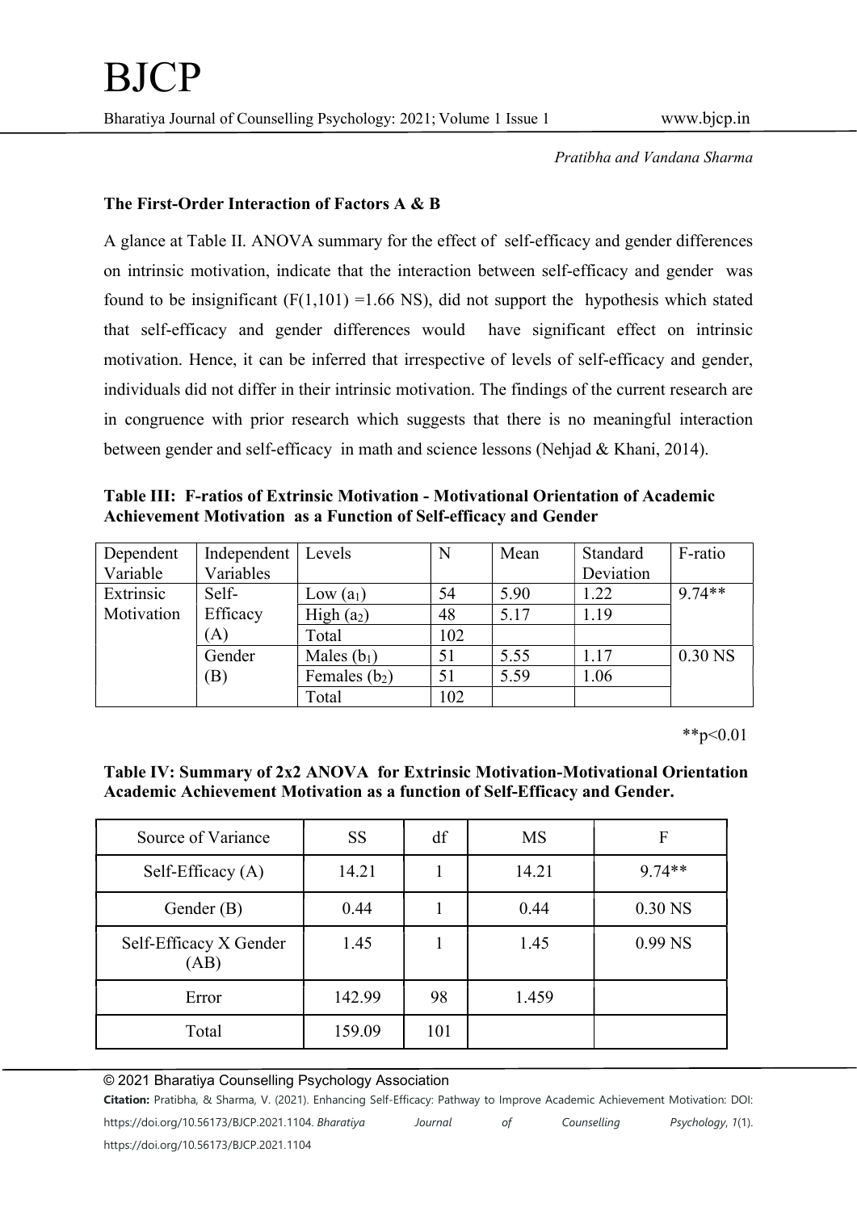**The First-Order Interaction of Factors A & B**

A glance at Table II. ANOVA summary for the effect of self-efficacy and gender differences on intrinsic motivation, indicate that the interaction between self-efficacy and gender was found to be insignificant ($F(1,101) = 1.66$ NS), did not support the hypothesis which stated that self-efficacy and gender differences would have significant effect on intrinsic motivation. Hence, it can be inferred that irrespective of levels of self-efficacy and gender, individuals did not differ in their intrinsic motivation. The findings of the current research are in congruence with prior research which suggests that there is no meaningful interaction between gender and self-efficacy in math and science lessons (Nehjad & Khani, 2014).

**Table III: F-ratios of Extrinsic Motivation - Motivational Orientation of Academic Achievement Motivation as a Function of Self-efficacy and Gender**

| Dependent Variable | Independent Variables | Levels | N | Mean | Standard Deviation | F-ratio |
|---|---|---|---|---|---|---|
| Extrinsic Motivation | Self-Efficacy (A) | Low ($a_1$) | 54 | 5.90 | 1.22 | 9.74** |
| | | High ($a_2$) | 48 | 5.17 | 1.19 | |
| | | Total | 102 | | | |
| | Gender (B) | Males ($b_1$) | 51 | 5.55 | 1.17 | 0.30 NS |
| | | Females ($b_2$) | 51 | 5.59 | 1.06 | |
| | | Total | 102 | | | |

**$p<0.01$

**Table IV: Summary of 2x2 ANOVA for Extrinsic Motivation-Motivational Orientation Academic Achievement Motivation as a function of Self-Efficacy and Gender.**

| Source of Variance | SS | df | MS | F |
|---|---|---|---|---|
| Self-Efficacy (A) | 14.21 | 1 | 14.21 | 9.74** |
| Gender (B) | 0.44 | 1 | 0.44 | 0.30 NS |
| Self-Efficacy X Gender (AB) | 1.45 | 1 | 1.45 | 0.99 NS |
| Error | 142.99 | 98 | 1.459 | |
| Total | 159.09 | 101 | | |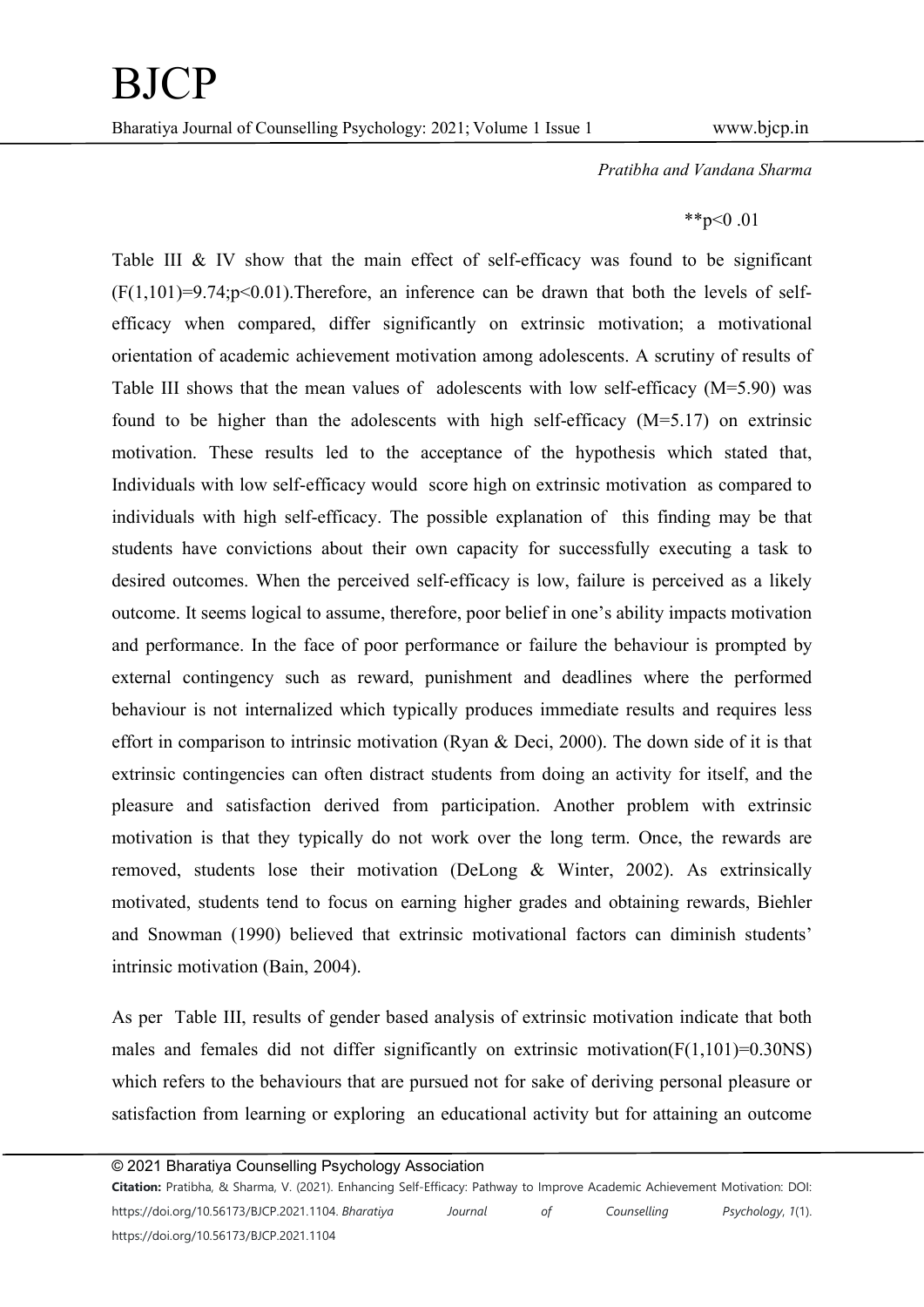**$p < 0.01$

Table III & IV show that the main effect of self-efficacy was found to be significant ($F(1,101)=9.74; p<0.01$).Therefore, an inference can be drawn that both the levels of self-efficacy when compared, differ significantly on extrinsic motivation; a motivational orientation of academic achievement motivation among adolescents. A scrutiny of results of Table III shows that the mean values of adolescents with low self-efficacy (M=5.90) was found to be higher than the adolescents with high self-efficacy (M=5.17) on extrinsic motivation. These results led to the acceptance of the hypothesis which stated that, Individuals with low self-efficacy would score high on extrinsic motivation as compared to individuals with high self-efficacy. The possible explanation of this finding may be that students have convictions about their own capacity for successfully executing a task to desired outcomes. When the perceived self-efficacy is low, failure is perceived as a likely outcome. It seems logical to assume, therefore, poor belief in one's ability impacts motivation and performance. In the face of poor performance or failure the behaviour is prompted by external contingency such as reward, punishment and deadlines where the performed behaviour is not internalized which typically produces immediate results and requires less effort in comparison to intrinsic motivation (Ryan & Deci, 2000). The down side of it is that extrinsic contingencies can often distract students from doing an activity for itself, and the pleasure and satisfaction derived from participation. Another problem with extrinsic motivation is that they typically do not work over the long term. Once, the rewards are removed, students lose their motivation (DeLong & Winter, 2002). As extrinsically motivated, students tend to focus on earning higher grades and obtaining rewards, Biehler and Snowman (1990) believed that extrinsic motivational factors can diminish students' intrinsic motivation (Bain, 2004).

As per Table III, results of gender based analysis of extrinsic motivation indicate that both males and females did not differ significantly on extrinsic motivation($F(1,101)=0.30$NS) which refers to the behaviours that are pursued not for sake of deriving personal pleasure or satisfaction from learning or exploring an educational activity but for attaining an outcome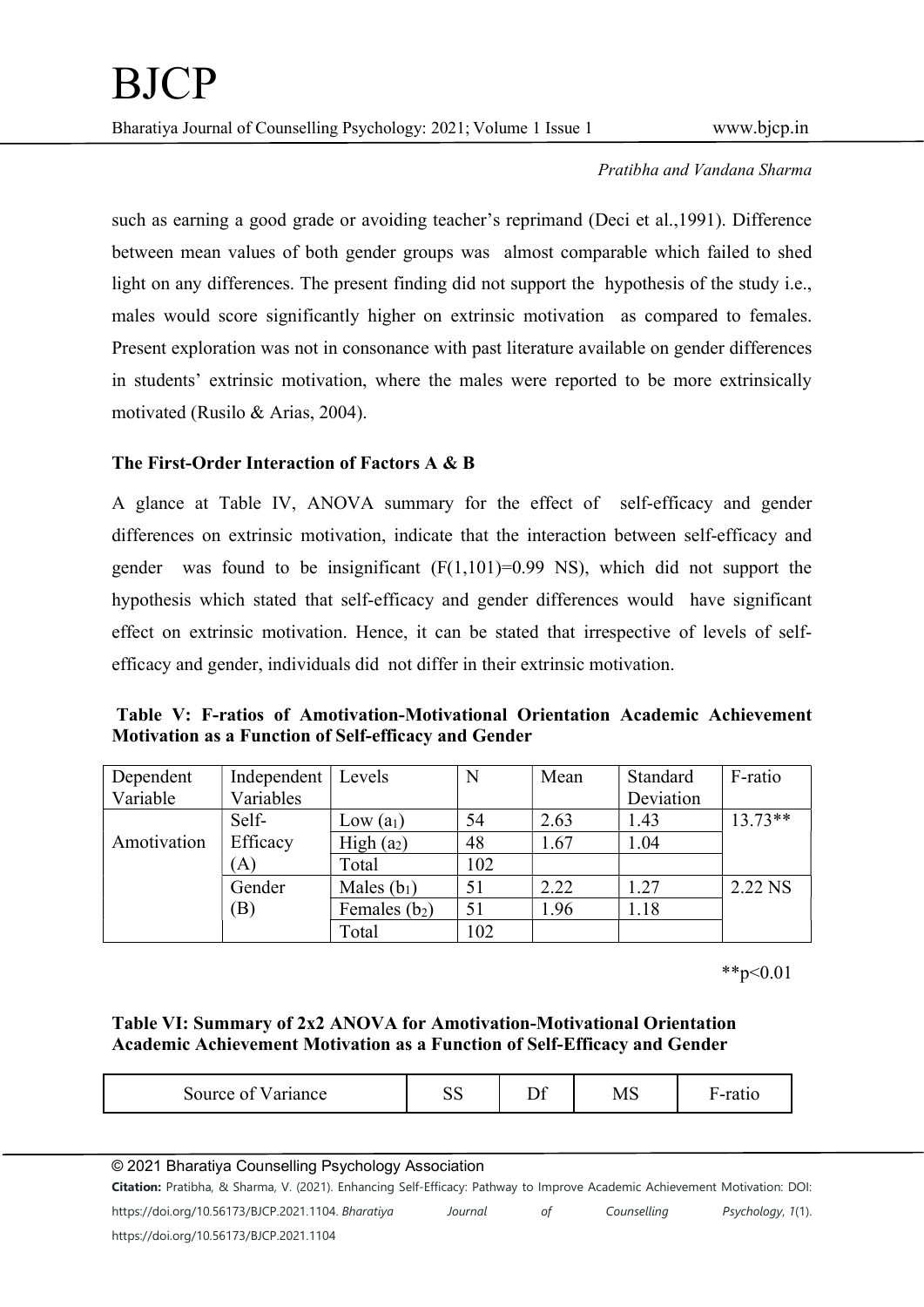such as earning a good grade or avoiding teacher's reprimand (Deci et al.,1991). Difference between mean values of both gender groups was almost comparable which failed to shed light on any differences. The present finding did not support the hypothesis of the study i.e., males would score significantly higher on extrinsic motivation as compared to females. Present exploration was not in consonance with past literature available on gender differences in students' extrinsic motivation, where the males were reported to be more extrinsically motivated (Rusilo & Arias, 2004).

### The First-Order Interaction of Factors A & B

A glance at Table IV, ANOVA summary for the effect of self-efficacy and gender differences on extrinsic motivation, indicate that the interaction between self-efficacy and gender was found to be insignificant ($F(1,101)=0.99$ NS), which did not support the hypothesis which stated that self-efficacy and gender differences would have significant effect on extrinsic motivation. Hence, it can be stated that irrespective of levels of self-efficacy and gender, individuals did not differ in their extrinsic motivation.

**Table V: F-ratios of Amotivation-Motivational Orientation Academic Achievement Motivation as a Function of Self-efficacy and Gender**

| Dependent Variable | Independent Variables | Levels | N | Mean | Standard Deviation | F-ratio |
|---|---|---|---|---|---|---|
| Amotivation | Self-Efficacy (A) | Low ($a_1$) | 54 | 2.63 | 1.43 | 13.73** |
| | | High ($a_2$) | 48 | 1.67 | 1.04 | |
| | | Total | 102 | | | |
| | Gender (B) | Males ($b_1$) | 51 | 2.22 | 1.27 | 2.22 NS |
| | | Females ($b_2$) | 51 | 1.96 | 1.18 | |
| | | Total | 102 | | | |

**$p<0.01$

**Table VI: Summary of 2x2 ANOVA for Amotivation-Motivational Orientation Academic Achievement Motivation as a Function of Self-Efficacy and Gender**

| Source of Variance | SS | Df | MS | F-ratio |
|---|---|---|---|---|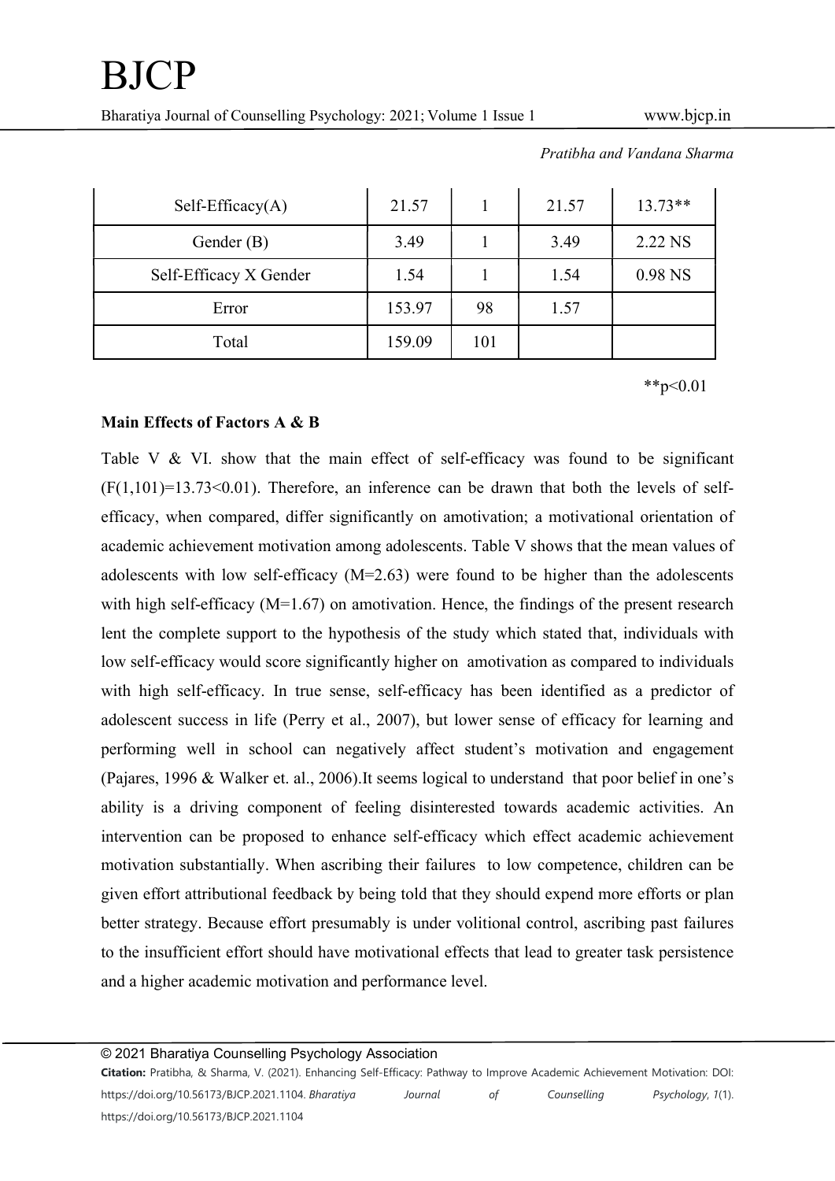| Self-Efficacy(A) | 21.57 | 1 | 21.57 | 13.73** |
|---|---|---|---|---|
| Gender (B) | 3.49 | 1 | 3.49 | 2.22 NS |
| Self-Efficacy X Gender | 1.54 | 1 | 1.54 | 0.98 NS |
| Error | 153.97 | 98 | 1.57 | |
| Total | 159.09 | 101 | | |

**$p<0.01$

**Main Effects of Factors A & B**

Table V & VI. show that the main effect of self-efficacy was found to be significant ($F(1,101)=13.73<0.01$). Therefore, an inference can be drawn that both the levels of self-efficacy, when compared, differ significantly on amotivation; a motivational orientation of academic achievement motivation among adolescents. Table V shows that the mean values of adolescents with low self-efficacy ($M=2.63$) were found to be higher than the adolescents with high self-efficacy ($M=1.67$) on amotivation. Hence, the findings of the present research lent the complete support to the hypothesis of the study which stated that, individuals with low self-efficacy would score significantly higher on amotivation as compared to individuals with high self-efficacy. In true sense, self-efficacy has been identified as a predictor of adolescent success in life (Perry et al., 2007), but lower sense of efficacy for learning and performing well in school can negatively affect student's motivation and engagement (Pajares, 1996 & Walker et. al., 2006).It seems logical to understand that poor belief in one's ability is a driving component of feeling disinterested towards academic activities. An intervention can be proposed to enhance self-efficacy which effect academic achievement motivation substantially. When ascribing their failures to low competence, children can be given effort attributional feedback by being told that they should expend more efforts or plan better strategy. Because effort presumably is under volitional control, ascribing past failures to the insufficient effort should have motivational effects that lead to greater task persistence and a higher academic motivation and performance level.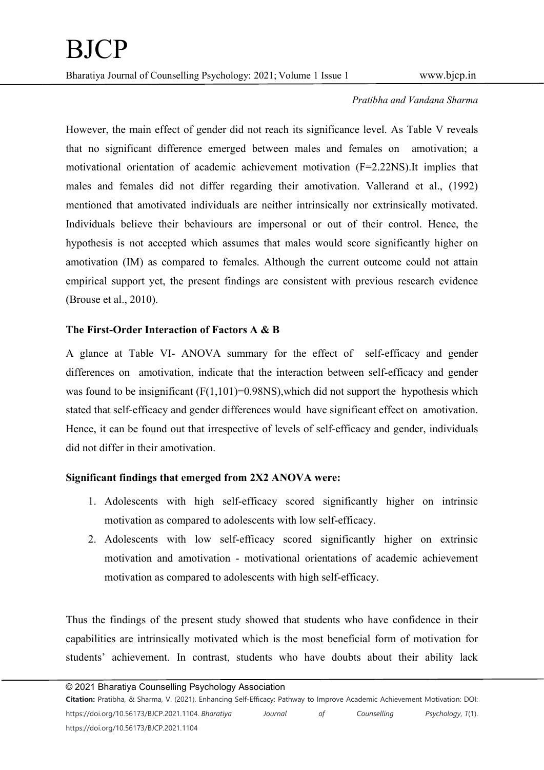However, the main effect of gender did not reach its significance level. As Table V reveals that no significant difference emerged between males and females on amotivation; a motivational orientation of academic achievement motivation ($F=2.22NS$).It implies that males and females did not differ regarding their amotivation. Vallerand et al., (1992) mentioned that amotivated individuals are neither intrinsically nor extrinsically motivated. Individuals believe their behaviours are impersonal or out of their control. Hence, the hypothesis is not accepted which assumes that males would score significantly higher on amotivation (IM) as compared to females. Although the current outcome could not attain empirical support yet, the present findings are consistent with previous research evidence (Brouse et al., 2010).

**The First-Order Interaction of Factors A & B**

A glance at Table VI- ANOVA summary for the effect of self-efficacy and gender differences on amotivation, indicate that the interaction between self-efficacy and gender was found to be insignificant ($F(1,101)=0.98NS$),which did not support the hypothesis which stated that self-efficacy and gender differences would have significant effect on amotivation. Hence, it can be found out that irrespective of levels of self-efficacy and gender, individuals did not differ in their amotivation.

**Significant findings that emerged from 2X2 ANOVA were:**

1. Adolescents with high self-efficacy scored significantly higher on intrinsic motivation as compared to adolescents with low self-efficacy.
2. Adolescents with low self-efficacy scored significantly higher on extrinsic motivation and amotivation - motivational orientations of academic achievement motivation as compared to adolescents with high self-efficacy.

Thus the findings of the present study showed that students who have confidence in their capabilities are intrinsically motivated which is the most beneficial form of motivation for students' achievement. In contrast, students who have doubts about their ability lack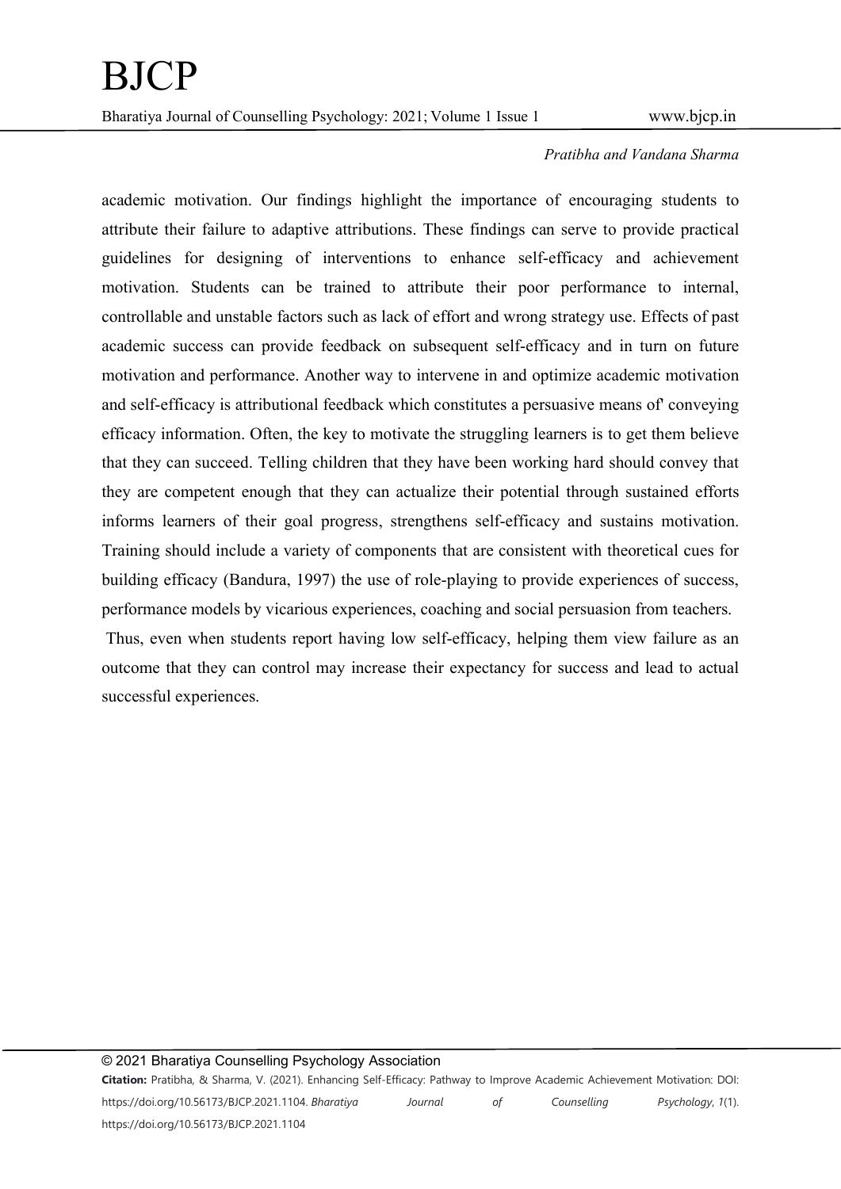academic motivation. Our findings highlight the importance of encouraging students to attribute their failure to adaptive attributions. These findings can serve to provide practical guidelines for designing of interventions to enhance self-efficacy and achievement motivation. Students can be trained to attribute their poor performance to internal, controllable and unstable factors such as lack of effort and wrong strategy use. Effects of past academic success can provide feedback on subsequent self-efficacy and in turn on future motivation and performance. Another way to intervene in and optimize academic motivation and self-efficacy is attributional feedback which constitutes a persuasive means of' conveying efficacy information. Often, the key to motivate the struggling learners is to get them believe that they can succeed. Telling children that they have been working hard should convey that they are competent enough that they can actualize their potential through sustained efforts informs learners of their goal progress, strengthens self-efficacy and sustains motivation. Training should include a variety of components that are consistent with theoretical cues for building efficacy (Bandura, 1997) the use of role-playing to provide experiences of success, performance models by vicarious experiences, coaching and social persuasion from teachers.

Thus, even when students report having low self-efficacy, helping them view failure as an outcome that they can control may increase their expectancy for success and lead to actual successful experiences.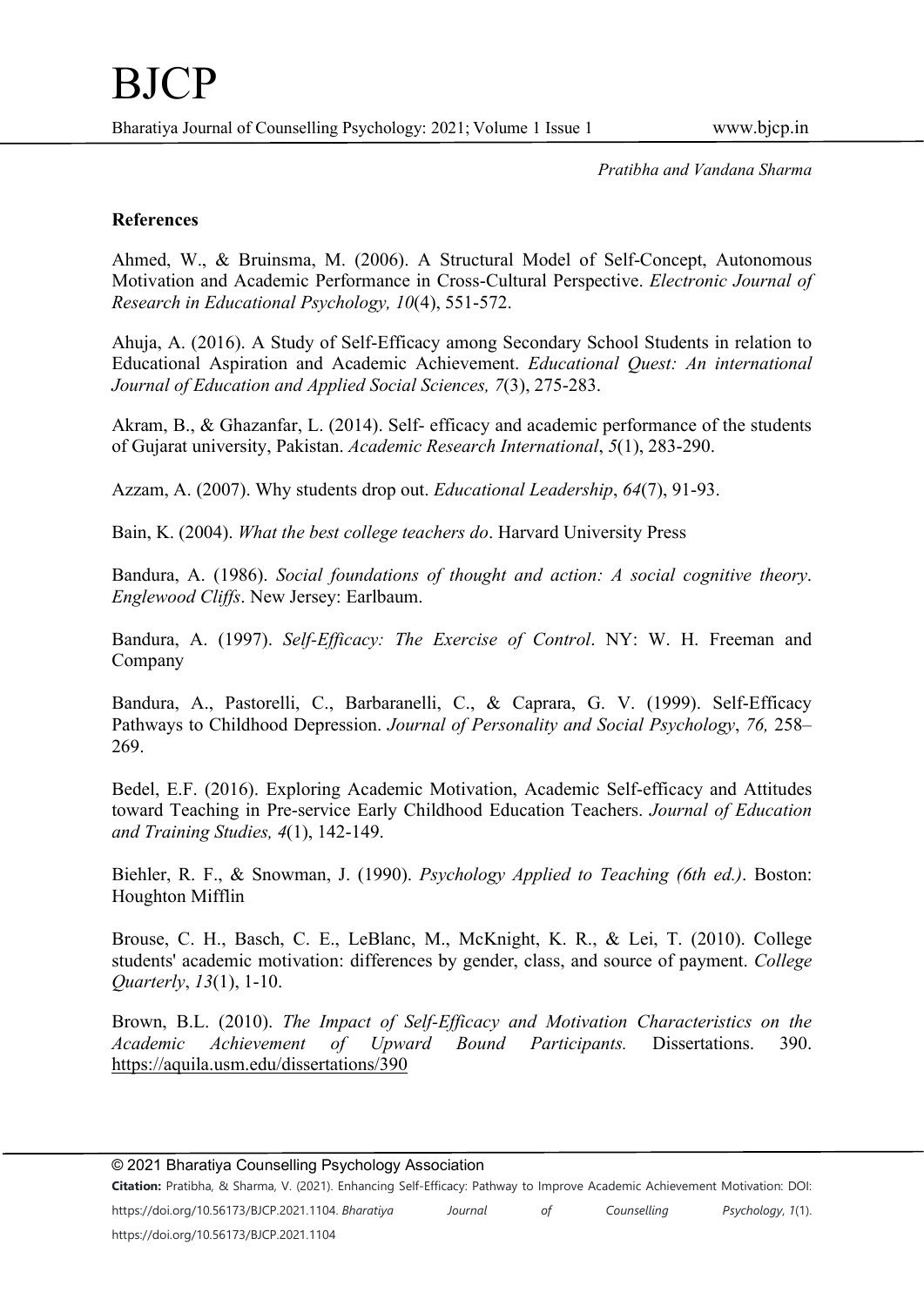## References

Ahmed, W., & Bruinsma, M. (2006). A Structural Model of Self-Concept, Autonomous Motivation and Academic Performance in Cross-Cultural Perspective. *Electronic Journal of Research in Educational Psychology, 10*(4), 551-572.

Ahuja, A. (2016). A Study of Self-Efficacy among Secondary School Students in relation to Educational Aspiration and Academic Achievement. *Educational Quest: An international Journal of Education and Applied Social Sciences, 7*(3), 275-283.

Akram, B., & Ghazanfar, L. (2014). Self- efficacy and academic performance of the students of Gujarat university, Pakistan. *Academic Research International*, *5*(1), 283-290.

Azzam, A. (2007). Why students drop out. *Educational Leadership*, *64*(7), 91-93.

Bain, K. (2004). *What the best college teachers do*. Harvard University Press

Bandura, A. (1986). *Social foundations of thought and action: A social cognitive theory*. *Englewood Cliffs*. New Jersey: Earlbaum.

Bandura, A. (1997). *Self-Efficacy: The Exercise of Control*. NY: W. H. Freeman and Company

Bandura, A., Pastorelli, C., Barbaranelli, C., & Caprara, G. V. (1999). Self-Efficacy Pathways to Childhood Depression. *Journal of Personality and Social Psychology*, *76,* 258–269.

Bedel, E.F. (2016). Exploring Academic Motivation, Academic Self-efficacy and Attitudes toward Teaching in Pre-service Early Childhood Education Teachers. *Journal of Education and Training Studies, 4*(1), 142-149.

Biehler, R. F., & Snowman, J. (1990). *Psychology Applied to Teaching (6th ed.)*. Boston: Houghton Mifflin

Brouse, C. H., Basch, C. E., LeBlanc, M., McKnight, K. R., & Lei, T. (2010). College students' academic motivation: differences by gender, class, and source of payment. *College Quarterly*, *13*(1), 1-10.

Brown, B.L. (2010). *The Impact of Self-Efficacy and Motivation Characteristics on the Academic Achievement of Upward Bound Participants.* Dissertations. 390. https://aquila.usm.edu/dissertations/390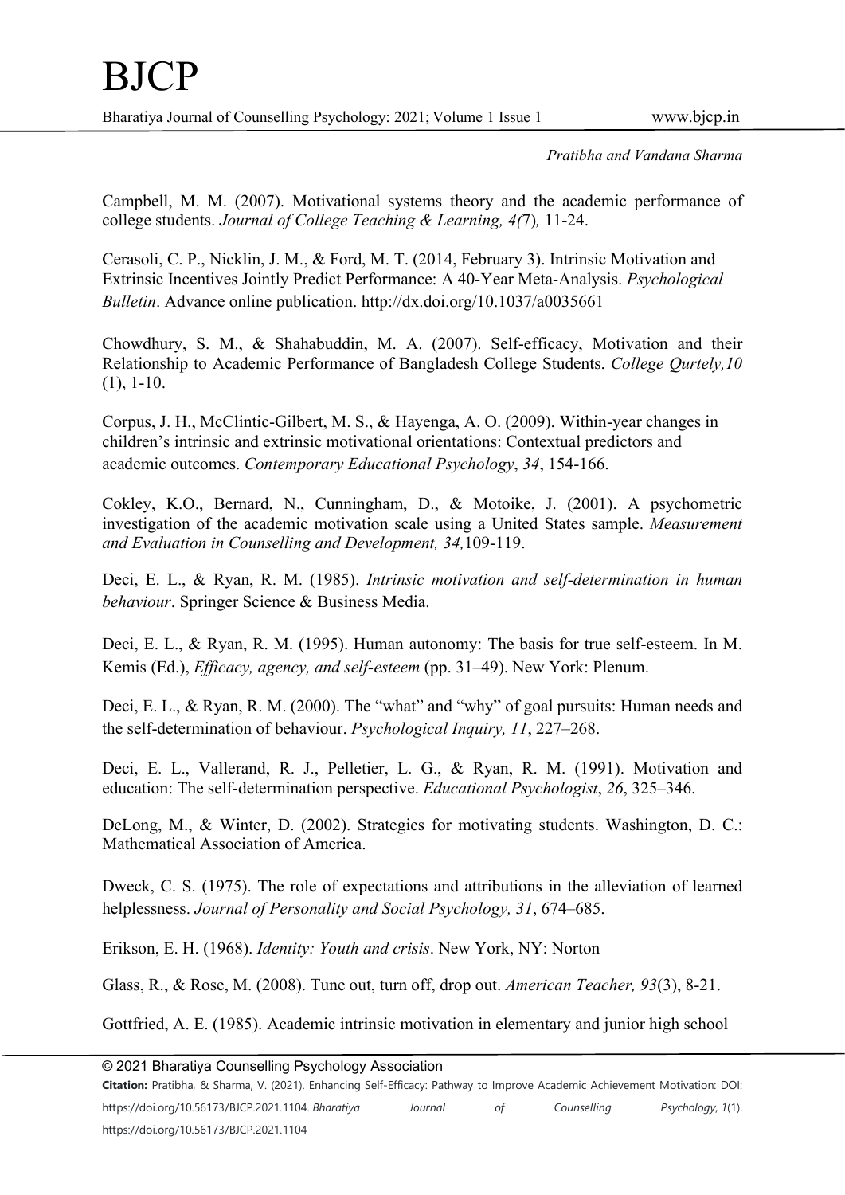Campbell, M. M. (2007). Motivational systems theory and the academic performance of college students. *Journal of College Teaching & Learning, 4(*7)*,* 11-24.

Cerasoli, C. P., Nicklin, J. M., & Ford, M. T. (2014, February 3). Intrinsic Motivation and Extrinsic Incentives Jointly Predict Performance: A 40-Year Meta-Analysis. *Psychological Bulletin*. Advance online publication. http://dx.doi.org/10.1037/a0035661

Chowdhury, S. M., & Shahabuddin, M. A. (2007). Self-efficacy, Motivation and their Relationship to Academic Performance of Bangladesh College Students. *College Qurtely,10* (1), 1-10.

Corpus, J. H., McClintic-Gilbert, M. S., & Hayenga, A. O. (2009). Within-year changes in children's intrinsic and extrinsic motivational orientations: Contextual predictors and academic outcomes. *Contemporary Educational Psychology*, *34*, 154-166.

Cokley, K.O., Bernard, N., Cunningham, D., & Motoike, J. (2001). A psychometric investigation of the academic motivation scale using a United States sample. *Measurement and Evaluation in Counselling and Development, 34,*109-119.

Deci, E. L., & Ryan, R. M. (1985). *Intrinsic motivation and self-determination in human behaviour*. Springer Science & Business Media.

Deci, E. L., & Ryan, R. M. (1995). Human autonomy: The basis for true self-esteem. In M. Kemis (Ed.), *Efficacy, agency, and self-esteem* (pp. 31–49). New York: Plenum.

Deci, E. L., & Ryan, R. M. (2000). The "what" and "why" of goal pursuits: Human needs and the self-determination of behaviour. *Psychological Inquiry, 11*, 227–268.

Deci, E. L., Vallerand, R. J., Pelletier, L. G., & Ryan, R. M. (1991). Motivation and education: The self-determination perspective. *Educational Psychologist*, *26*, 325–346.

DeLong, M., & Winter, D. (2002). Strategies for motivating students. Washington, D. C.: Mathematical Association of America.

Dweck, C. S. (1975). The role of expectations and attributions in the alleviation of learned helplessness. *Journal of Personality and Social Psychology, 31*, 674–685.

Erikson, E. H. (1968). *Identity: Youth and crisis*. New York, NY: Norton

Glass, R., & Rose, M. (2008). Tune out, turn off, drop out. *American Teacher, 93*(3), 8-21.

Gottfried, A. E. (1985). Academic intrinsic motivation in elementary and junior high school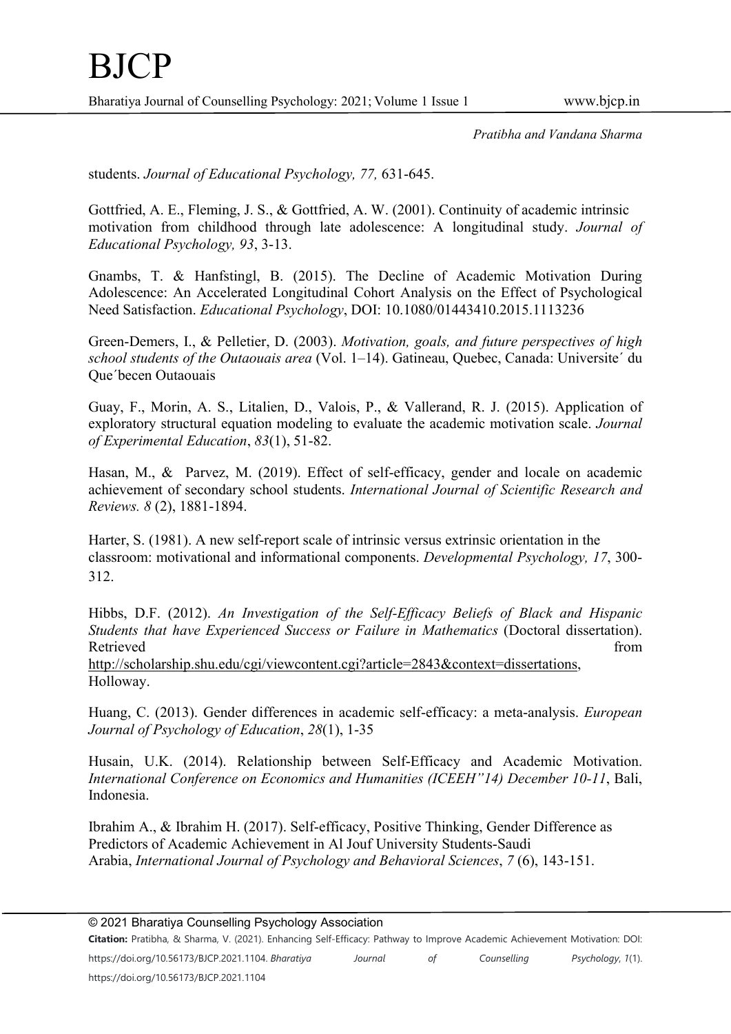students. *Journal of Educational Psychology, 77,* 631-645.

Gottfried, A. E., Fleming, J. S., & Gottfried, A. W. (2001). Continuity of academic intrinsic motivation from childhood through late adolescence: A longitudinal study. *Journal of Educational Psychology, 93*, 3-13.

Gnambs, T. & Hanfstingl, B. (2015). The Decline of Academic Motivation During Adolescence: An Accelerated Longitudinal Cohort Analysis on the Effect of Psychological Need Satisfaction. *Educational Psychology*, DOI: 10.1080/01443410.2015.1113236

Green-Demers, I., & Pelletier, D. (2003). *Motivation, goals, and future perspectives of high school students of the Outaouais area* (Vol. 1–14). Gatineau, Quebec, Canada: Universite´ du Que´becen Outaouais

Guay, F., Morin, A. S., Litalien, D., Valois, P., & Vallerand, R. J. (2015). Application of exploratory structural equation modeling to evaluate the academic motivation scale. *Journal of Experimental Education*, *83*(1), 51-82.

Hasan, M., & Parvez, M. (2019). Effect of self-efficacy, gender and locale on academic achievement of secondary school students. *International Journal of Scientific Research and Reviews. 8* (2), 1881-1894.

Harter, S. (1981). A new self-report scale of intrinsic versus extrinsic orientation in the classroom: motivational and informational components. *Developmental Psychology, 17*, 300-312.

Hibbs, D.F. (2012). *An Investigation of the Self-Efficacy Beliefs of Black and Hispanic Students that have Experienced Success or Failure in Mathematics* (Doctoral dissertation). Retrieved from http://scholarship.shu.edu/cgi/viewcontent.cgi?article=2843&context=dissertations, Holloway.

Huang, C. (2013). Gender differences in academic self-efficacy: a meta-analysis. *European Journal of Psychology of Education*, *28*(1), 1-35

Husain, U.K. (2014). Relationship between Self-Efficacy and Academic Motivation. *International Conference on Economics and Humanities (ICEEH"14) December 10-11*, Bali, Indonesia.

Ibrahim A., & Ibrahim H. (2017). Self-efficacy, Positive Thinking, Gender Difference as Predictors of Academic Achievement in Al Jouf University Students-Saudi Arabia, *International Journal of Psychology and Behavioral Sciences*, *7* (6), 143-151.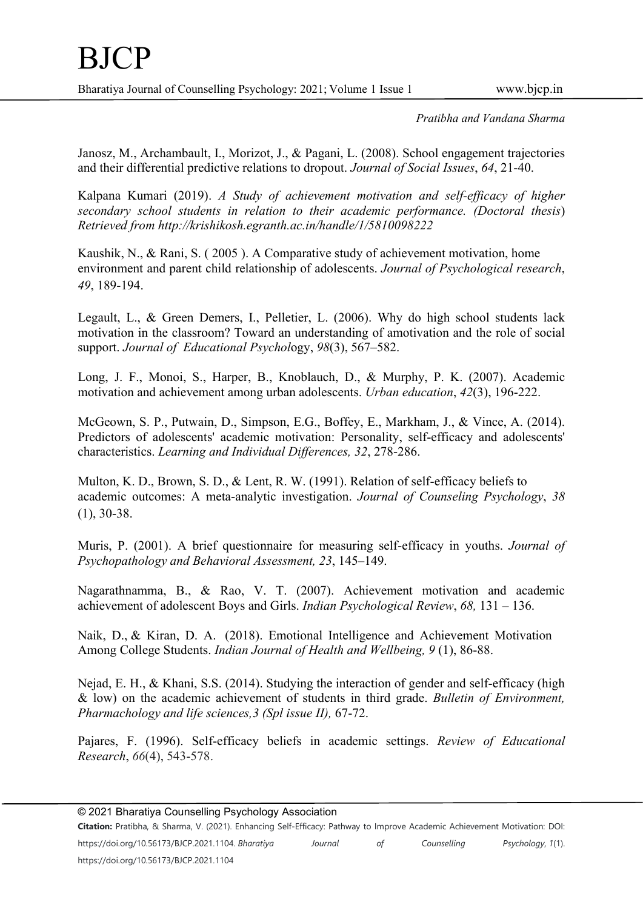Janosz, M., Archambault, I., Morizot, J., & Pagani, L. (2008). School engagement trajectories and their differential predictive relations to dropout. *Journal of Social Issues*, *64*, 21-40.

Kalpana Kumari (2019). *A Study of achievement motivation and self-efficacy of higher secondary school students in relation to their academic performance. (Doctoral thesis) Retrieved from http://krishikosh.egranth.ac.in/handle/1/5810098222*

Kaushik, N., & Rani, S. ( 2005 ). A Comparative study of achievement motivation, home environment and parent child relationship of adolescents. *Journal of Psychological research*, *49*, 189-194.

Legault, L., & Green Demers, I., Pelletier, L. (2006). Why do high school students lack motivation in the classroom? Toward an understanding of amotivation and the role of social support. *Journal of Educational Psycholo*gy, *98*(3), 567–582.

Long, J. F., Monoi, S., Harper, B., Knoblauch, D., & Murphy, P. K. (2007). Academic motivation and achievement among urban adolescents. *Urban education*, *42*(3), 196-222.

McGeown, S. P., Putwain, D., Simpson, E.G., Boffey, E., Markham, J., & Vince, A. (2014). Predictors of adolescents' academic motivation: Personality, self-efficacy and adolescents' characteristics. *Learning and Individual Differences, 32*, 278-286.

Multon, K. D., Brown, S. D., & Lent, R. W. (1991). Relation of self-efficacy beliefs to academic outcomes: A meta-analytic investigation. *Journal of Counseling Psychology*, *38* (1), 30-38.

Muris, P. (2001). A brief questionnaire for measuring self-efficacy in youths. *Journal of Psychopathology and Behavioral Assessment, 23*, 145–149.

Nagarathnamma, B., & Rao, V. T. (2007). Achievement motivation and academic achievement of adolescent Boys and Girls. *Indian Psychological Review*, *68,* 131 – 136.

Naik, D., & Kiran, D. A. (2018). Emotional Intelligence and Achievement Motivation Among College Students. *Indian Journal of Health and Wellbeing, 9* (1), 86-88.

Nejad, E. H., & Khani, S.S. (2014). Studying the interaction of gender and self-efficacy (high & low) on the academic achievement of students in third grade. *Bulletin of Environment, Pharmachology and life sciences,3 (Spl issue II),* 67-72.

Pajares, F. (1996). Self-efficacy beliefs in academic settings. *Review of Educational Research*, *66*(4), 543-578.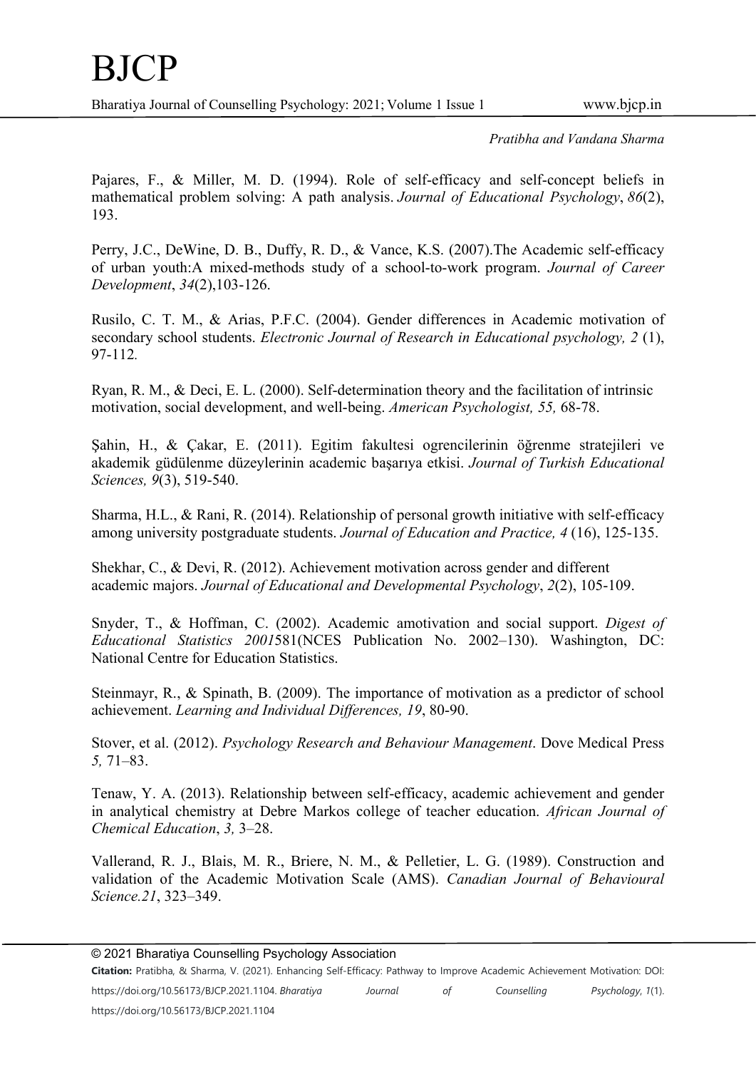Pajares, F., & Miller, M. D. (1994). Role of self-efficacy and self-concept beliefs in mathematical problem solving: A path analysis. *Journal of Educational Psychology*, *86*(2), 193.

Perry, J.C., DeWine, D. B., Duffy, R. D., & Vance, K.S. (2007).The Academic self-efficacy of urban youth:A mixed-methods study of a school-to-work program. *Journal of Career Development*, *34*(2),103-126.

Rusilo, C. T. M., & Arias, P.F.C. (2004). Gender differences in Academic motivation of secondary school students. *Electronic Journal of Research in Educational psychology, 2* (1), 97-112.

Ryan, R. M., & Deci, E. L. (2000). Self-determination theory and the facilitation of intrinsic motivation, social development, and well-being. *American Psychologist, 55,* 68-78.

Şahin, H., & Çakar, E. (2011). Egitim fakultesi ogrencilerinin öğrenme stratejileri ve akademik güdülenme düzeylerinin academic başarıya etkisi. *Journal of Turkish Educational Sciences, 9*(3), 519-540.

Sharma, H.L., & Rani, R. (2014). Relationship of personal growth initiative with self-efficacy among university postgraduate students. *Journal of Education and Practice, 4* (16), 125-135.

Shekhar, C., & Devi, R. (2012). Achievement motivation across gender and different academic majors. *Journal of Educational and Developmental Psychology*, *2*(2), 105-109.

Snyder, T., & Hoffman, C. (2002). Academic amotivation and social support. *Digest of Educational Statistics 2001*581(NCES Publication No. 2002–130). Washington, DC: National Centre for Education Statistics.

Steinmayr, R., & Spinath, B. (2009). The importance of motivation as a predictor of school achievement. *Learning and Individual Differences, 19*, 80-90.

Stover, et al. (2012). *Psychology Research and Behaviour Management*. Dove Medical Press *5,* 71–83.

Tenaw, Y. A. (2013). Relationship between self-efficacy, academic achievement and gender in analytical chemistry at Debre Markos college of teacher education. *African Journal of Chemical Education*, *3,* 3–28.

Vallerand, R. J., Blais, M. R., Briere, N. M., & Pelletier, L. G. (1989). Construction and validation of the Academic Motivation Scale (AMS). *Canadian Journal of Behavioural Science.21*, 323–349.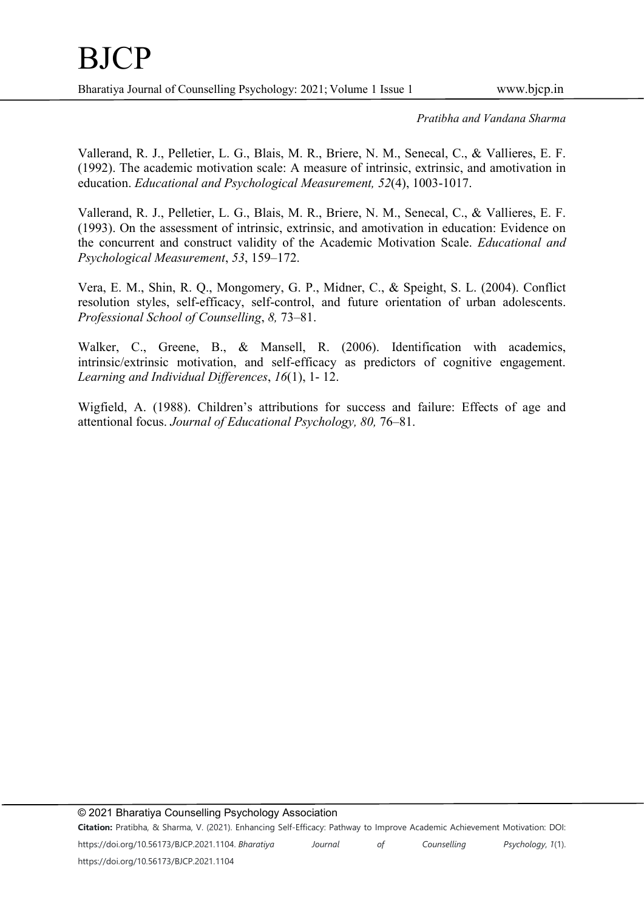Vallerand, R. J., Pelletier, L. G., Blais, M. R., Briere, N. M., Senecal, C., & Vallieres, E. F. (1992). The academic motivation scale: A measure of intrinsic, extrinsic, and amotivation in education. *Educational and Psychological Measurement, 52*(4), 1003-1017.

Vallerand, R. J., Pelletier, L. G., Blais, M. R., Briere, N. M., Senecal, C., & Vallieres, E. F. (1993). On the assessment of intrinsic, extrinsic, and amotivation in education: Evidence on the concurrent and construct validity of the Academic Motivation Scale. *Educational and Psychological Measurement*, *53*, 159–172.

Vera, E. M., Shin, R. Q., Mongomery, G. P., Midner, C., & Speight, S. L. (2004). Conflict resolution styles, self-efficacy, self-control, and future orientation of urban adolescents. *Professional School of Counselling*, *8,* 73–81.

Walker, C., Greene, B., & Mansell, R. (2006). Identification with academics, intrinsic/extrinsic motivation, and self-efficacy as predictors of cognitive engagement. *Learning and Individual Differences*, *16*(1), 1- 12.

Wigfield, A. (1988). Children's attributions for success and failure: Effects of age and attentional focus. *Journal of Educational Psychology, 80,* 76–81.

© 2021 Bharatiya Counselling Psychology Association

**Citation:** Pratibha, & Sharma, V. (2021). Enhancing Self-Efficacy: Pathway to Improve Academic Achievement Motivation: DOI: https://doi.org/10.56173/BJCP.2021.1104. *Bharatiya Journal of Counselling Psychology*, *1*(1). https://doi.org/10.56173/BJCP.2021.1104